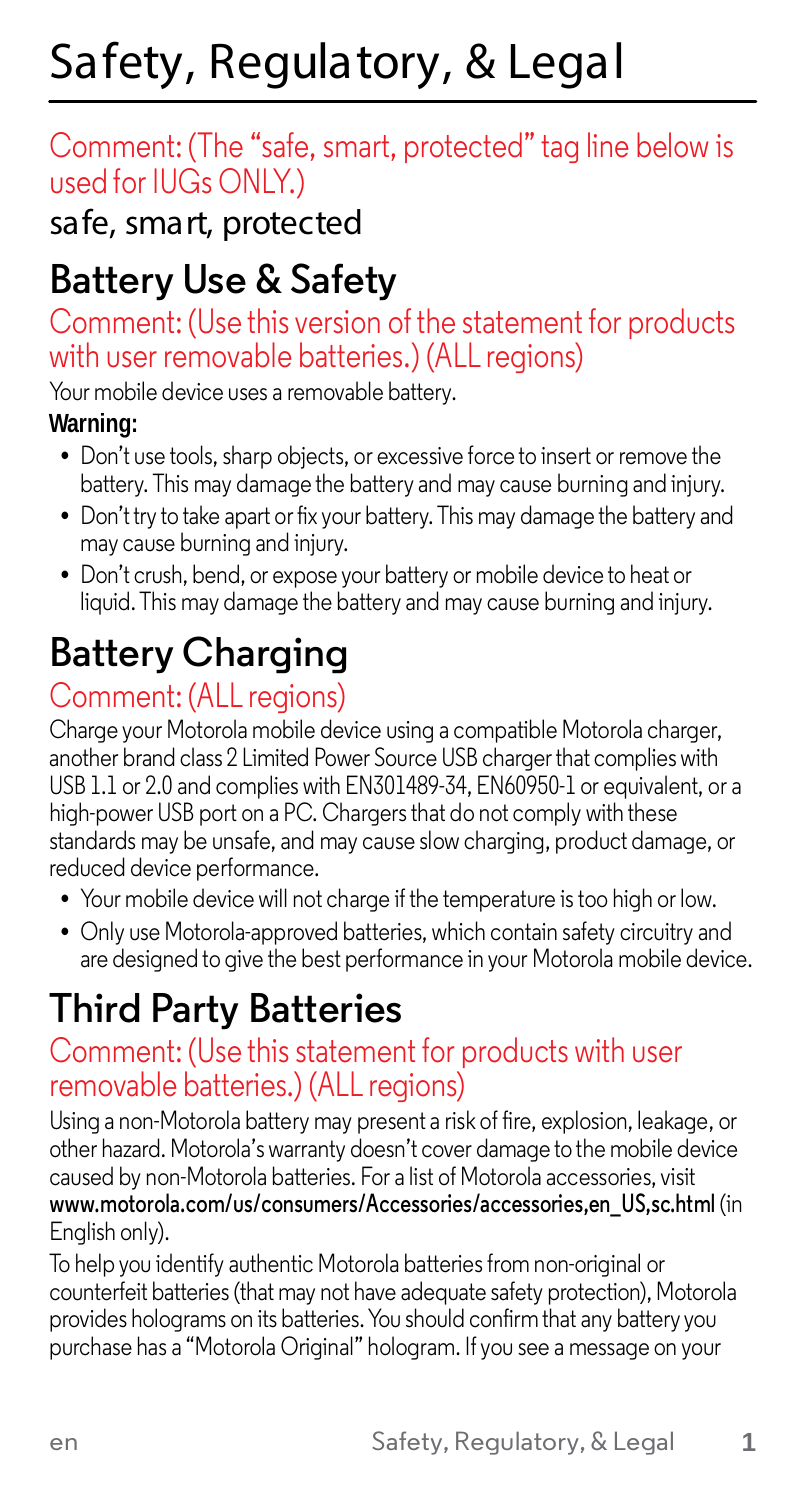# Safety, Regulatory, & Legal

Comment: (The "safe, smart, protected" tag line below is used for IUGs ONLY.)

safe, smart, protected

## Battery Use & Safety

Comment: (Use this version of the statement for products with user removable batteries.) (ALL regions)

Your mobile device uses a removable battery.

**Warning:**

- Don't use tools, sharp objects, or excessive force to insert or remove the battery. This may damage the battery and may cause burning and injury.
- Don't try to take apart or fix your battery. This may damage the battery and may cause burning and injury.
- Don't crush, bend, or expose your battery or mobile device to heat or liquid. This may damage the battery and may cause burning and injury.

## Battery Charging

Comment: (ALL regions)

Charge your Motorola mobile device using a compatible Motorola charger, another brand class 2 Limited Power Source USB charger that complies with USB 1.1 or 2.0 and complies with EN301489-34, EN60950-1 or equivalent, or a high-power USB port on a PC. Chargers that do not comply with these standards may be unsafe, and may cause slow charging, product damage, or reduced device performance.

- Your mobile device will not charge if the temperature is too high or low.
- Only use Motorola-approved batteries, which contain safety circuitry and are designed to give the best performance in your Motorola mobile device.

## Third Party Batteries

Comment: (Use this statement for products with user removable batteries.) (ALL regions)

Using a non-Motorola battery may present a risk of fire, explosion, leakage, or other hazard. Motorola's warranty doesn't cover damage to the mobile device caused by non-Motorola batteries. For a list of Motorola accessories, visit **www.motorola.com/us/consumers/Accessories/accessories,en_US,sc.html** (in English only).

To help you identify authentic Motorola batteries from non-original or counterfeit batteries (that may not have adequate safety protection), Motorola provides holograms on its batteries. You should confirm that any battery you purchase has a "Motorola Original" hologram. If you see a message on your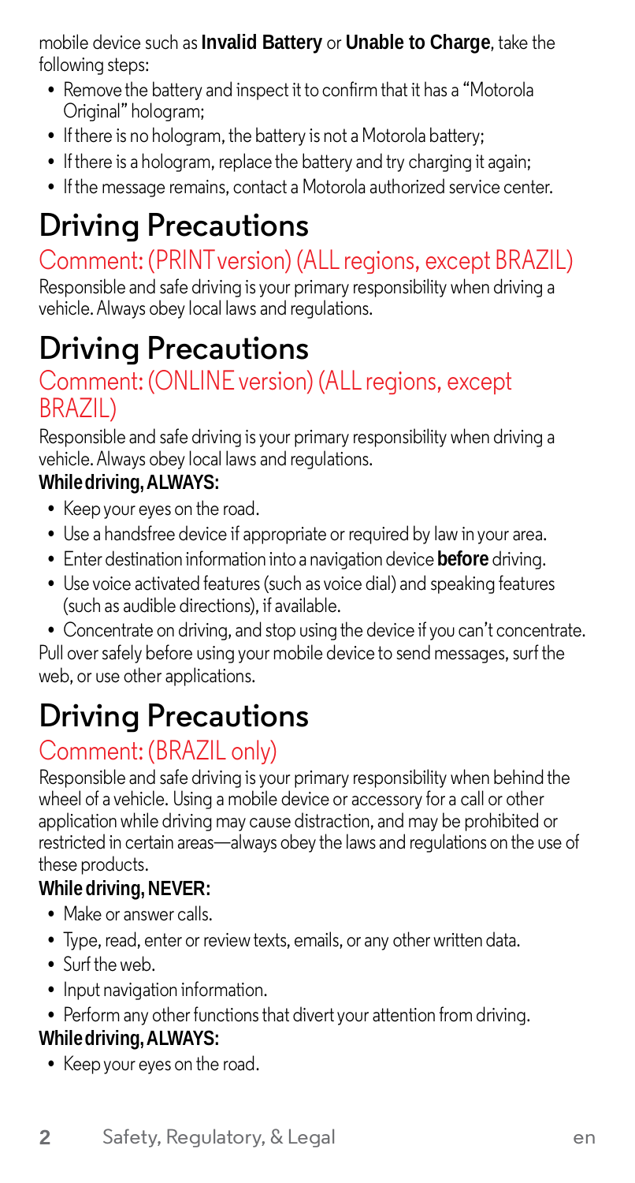mobile device such as **Invalid Battery** or **Unable to Charge**, take the following steps:

- Remove the battery and inspect it to confirm that it has a "Motorola Original" hologram;
- If there is no hologram, the battery is not a Motorola battery;
- If there is a hologram, replace the battery and try charging it again;
- If the message remains, contact a Motorola authorized service center.

# Driving Precautions

## Comment: (PRINT version) (ALL regions, except BRAZIL)

Responsible and safe driving is your primary responsibility when driving a vehicle. Always obey local laws and regulations.

# Driving Precautions

## Comment: (ONLINE version) (ALL regions, except BRAZIL)

Responsible and safe driving is your primary responsibility when driving a vehicle. Always obey local laws and regulations.

**While driving, ALWAYS:**

- Keep your eyes on the road.
- Use a handsfree device if appropriate or required by law in your area.
- Enter destination information into a navigation device **before** driving.
- Use voice activated features (such as voice dial) and speaking features (such as audible directions), if available.
- Concentrate on driving, and stop using the device if you can't concentrate.

Pull over safely before using your mobile device to send messages, surf the web, or use other applications.

# Driving Precautions

## Comment: (BRAZIL only)

Responsible and safe driving is your primary responsibility when behind the wheel of a vehicle. Using a mobile device or accessory for a call or other application while driving may cause distraction, and may be prohibited or restricted in certain areas—always obey the laws and regulations on the use of these products.

**While driving, NEVER:**

- Make or answer calls.
- Type, read, enter or review texts, emails, or any other written data.
- Surf the web.
- Input navigation information.
- Perform any other functions that divert your attention from driving.

**While driving, ALWAYS:**

- Keep your eyes on the road.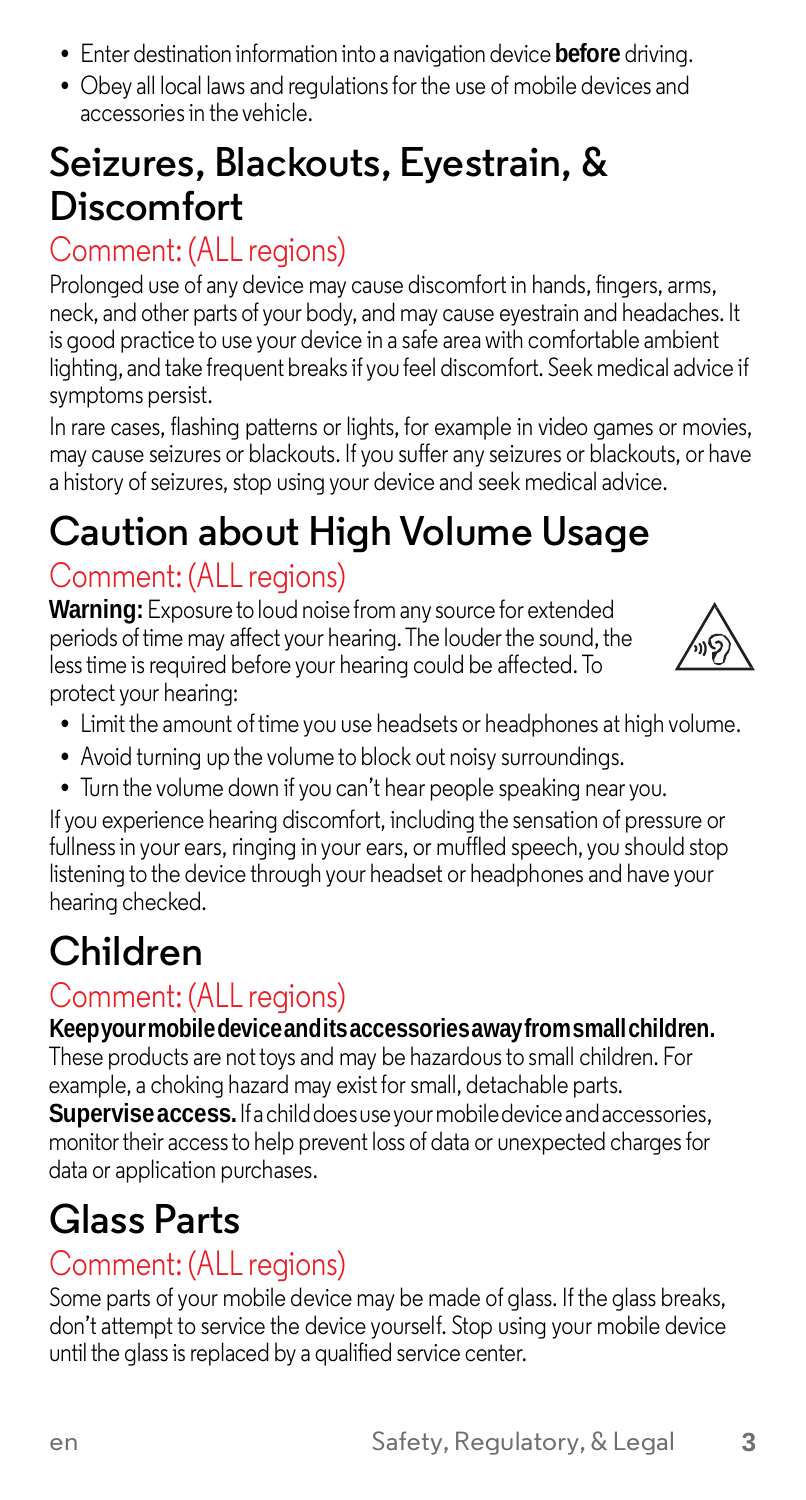- Enter destination information into a navigation device **before** driving.
- Obey all local laws and regulations for the use of mobile devices and accessories in the vehicle.

## Seizures, Blackouts, Eyestrain, & Discomfort

### Comment: (ALL regions)

Prolonged use of any device may cause discomfort in hands, fingers, arms, neck, and other parts of your body, and may cause eyestrain and headaches. It is good practice to use your device in a safe area with comfortable ambient lighting, and take frequent breaks if you feel discomfort. Seek medical advice if symptoms persist.

In rare cases, flashing patterns or lights, for example in video games or movies, may cause seizures or blackouts. If you suffer any seizures or blackouts, or have a history of seizures, stop using your device and seek medical advice.

## Caution about High Volume Usage

### Comment: (ALL regions)

**Warning:** Exposure to loud noise from any source for extended periods of time may affect your hearing. The louder the sound, the less time is required before your hearing could be affected. To protect your hearing:

- Limit the amount of time you use headsets or headphones at high volume.
- Avoid turning up the volume to block out noisy surroundings.
- Turn the volume down if you can't hear people speaking near you.

If you experience hearing discomfort, including the sensation of pressure or fullness in your ears, ringing in your ears, or muffled speech, you should stop listening to the device through your headset or headphones and have your hearing checked.

## Children

### Comment: (ALL regions)

**Keep your mobile device and its accessories away from small children.** These products are not toys and may be hazardous to small children. For example, a choking hazard may exist for small, detachable parts.

**Supervise access.** If a child does use your mobile device and accessories, monitor their access to help prevent loss of data or unexpected charges for data or application purchases.

## Glass Parts

### Comment: (ALL regions)

Some parts of your mobile device may be made of glass. If the glass breaks, don't attempt to service the device yourself. Stop using your mobile device until the glass is replaced by a qualified service center.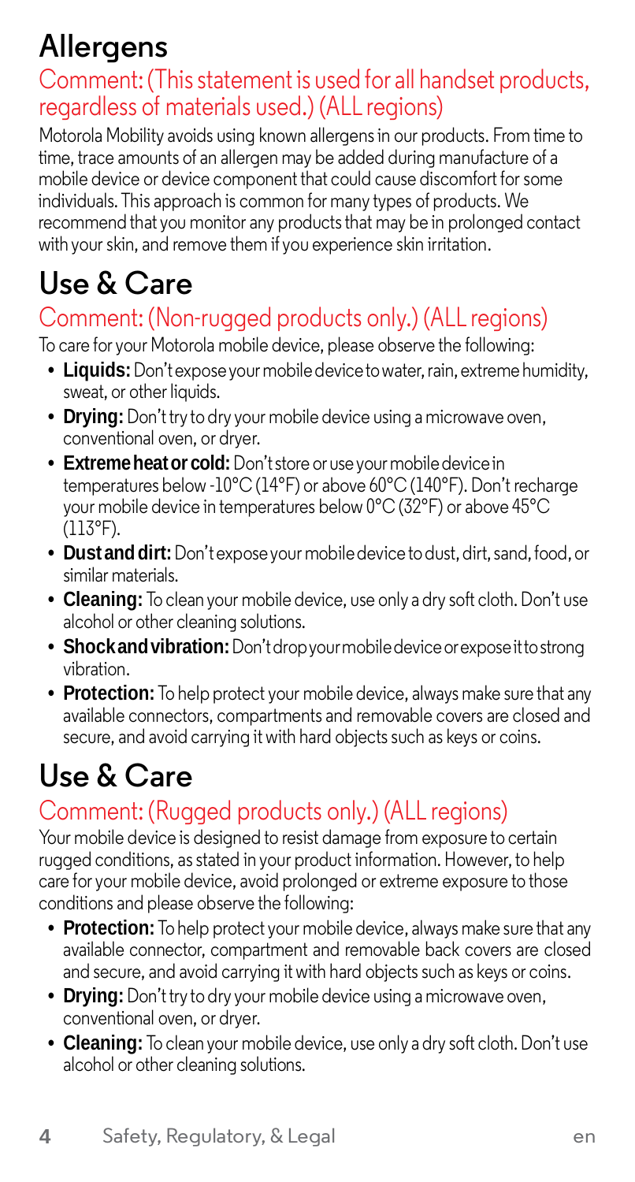# Allergens

## Comment: (This statement is used for all handset products, regardless of materials used.) (ALL regions)

Motorola Mobility avoids using known allergens in our products. From time to time, trace amounts of an allergen may be added during manufacture of a mobile device or device component that could cause discomfort for some individuals. This approach is common for many types of products. We recommend that you monitor any products that may be in prolonged contact with your skin, and remove them if you experience skin irritation.

# Use & Care

## Comment: (Non-rugged products only.) (ALL regions)

To care for your Motorola mobile device, please observe the following:

- **Liquids:** Don't expose your mobile device to water, rain, extreme humidity, sweat, or other liquids.
- **Drying:** Don't try to dry your mobile device using a microwave oven, conventional oven, or dryer.
- **Extreme heat or cold:** Don't store or use your mobile device in temperatures below -10°C (14°F) or above 60°C (140°F). Don't recharge your mobile device in temperatures below 0°C (32°F) or above 45°C (113°F).
- **Dust and dirt:** Don't expose your mobile device to dust, dirt, sand, food, or similar materials.
- **Cleaning:** To clean your mobile device, use only a dry soft cloth. Don't use alcohol or other cleaning solutions.
- **Shock and vibration:** Don't drop your mobile device or expose it to strong vibration.
- **Protection:** To help protect your mobile device, always make sure that any available connectors, compartments and removable covers are closed and secure, and avoid carrying it with hard objects such as keys or coins.

# Use & Care

## Comment: (Rugged products only.) (ALL regions)

Your mobile device is designed to resist damage from exposure to certain rugged conditions, as stated in your product information. However, to help care for your mobile device, avoid prolonged or extreme exposure to those conditions and please observe the following:

- **Protection:** To help protect your mobile device, always make sure that any available connector, compartment and removable back covers are closed and secure, and avoid carrying it with hard objects such as keys or coins.
- **Drying:** Don't try to dry your mobile device using a microwave oven, conventional oven, or dryer.
- **Cleaning:** To clean your mobile device, use only a dry soft cloth. Don't use alcohol or other cleaning solutions.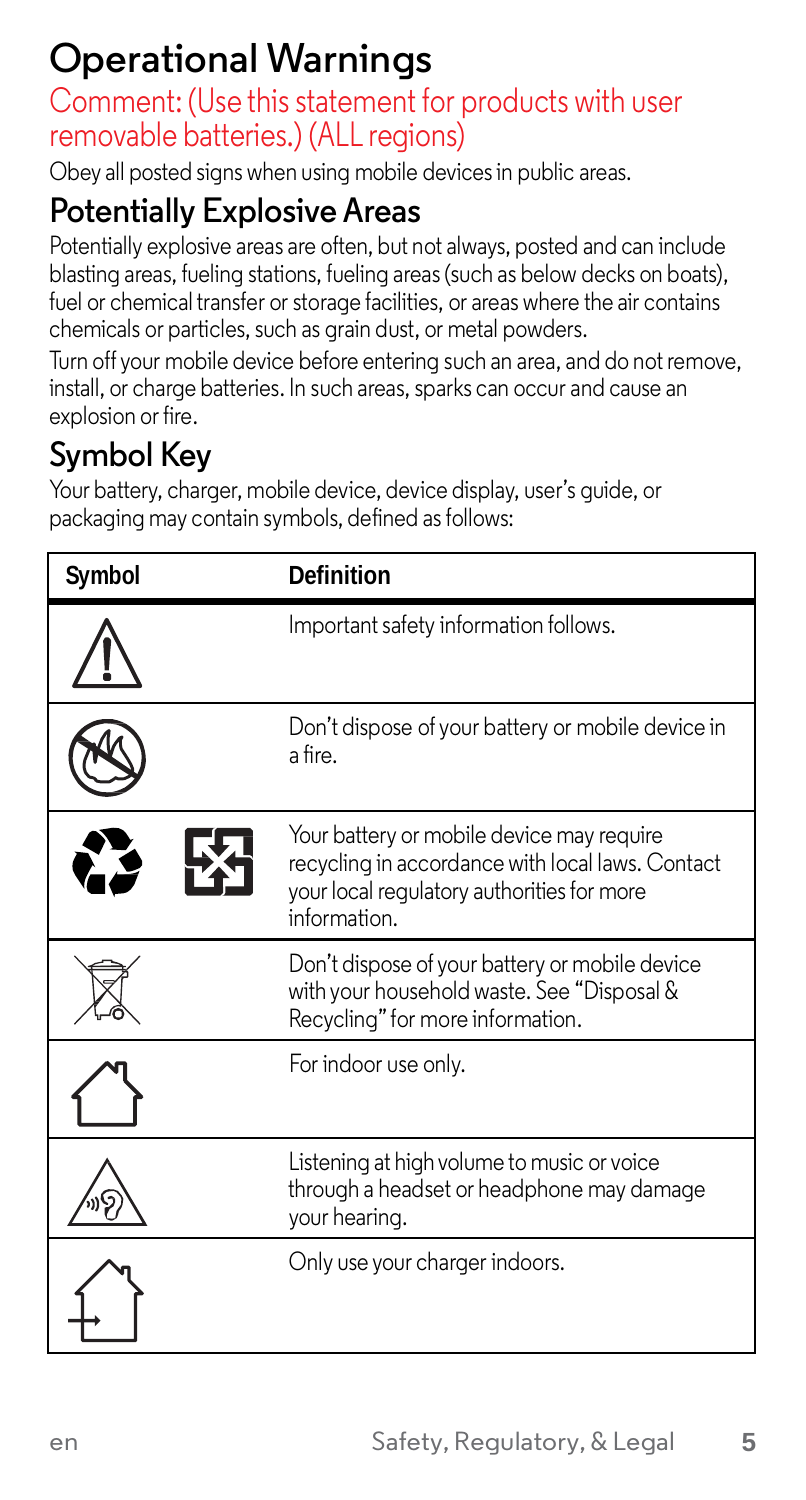# Operational Warnings

Comment: (Use this statement for products with user removable batteries.) (ALL regions)

Obey all posted signs when using mobile devices in public areas.

## Potentially Explosive Areas

Potentially explosive areas are often, but not always, posted and can include blasting areas, fueling stations, fueling areas (such as below decks on boats), fuel or chemical transfer or storage facilities, or areas where the air contains chemicals or particles, such as grain dust, or metal powders.

Turn off your mobile device before entering such an area, and do not remove, install, or charge batteries. In such areas, sparks can occur and cause an explosion or fire.

## Symbol Key

Your battery, charger, mobile device, device display, user's guide, or packaging may contain symbols, defined as follows:

| Symbol | Definition |
| --- | --- |
| | Important safety information follows. |
| | Don't dispose of your battery or mobile device in a fire. |
| | Your battery or mobile device may require recycling in accordance with local laws. Contact your local regulatory authorities for more information. |
| | Don't dispose of your battery or mobile device with your household waste. See "Disposal & Recycling" for more information. |
| | For indoor use only. |
| | Listening at high volume to music or voice through a headset or headphone may damage your hearing. |
| | Only use your charger indoors. |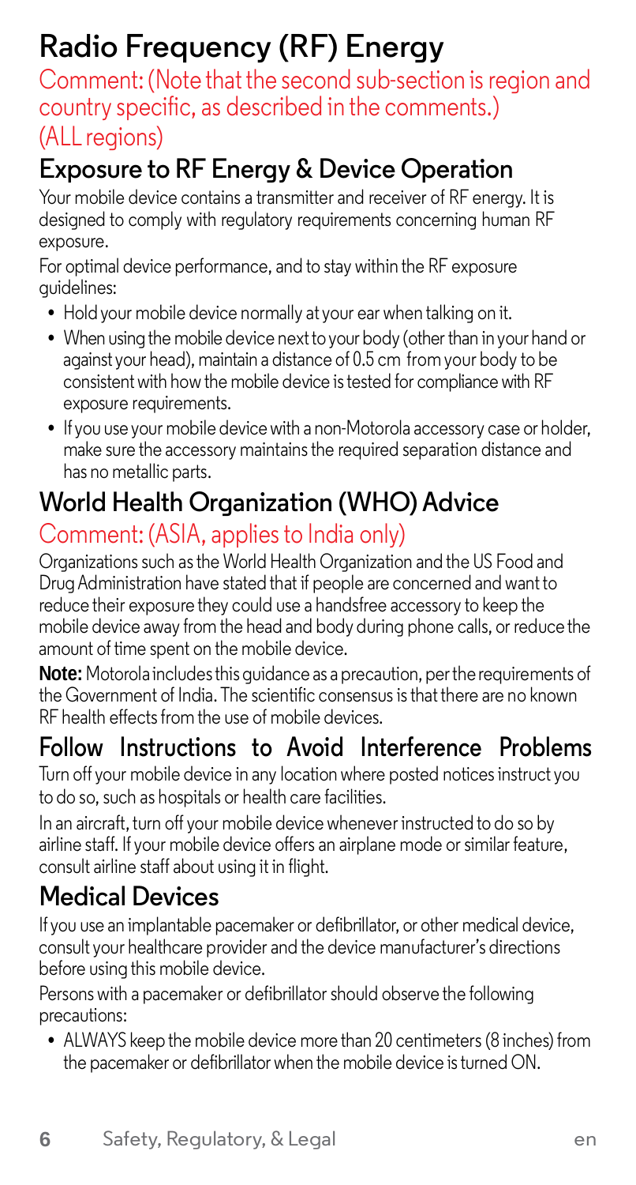# Radio Frequency (RF) Energy

Comment: (Note that the second sub-section is region and country specific, as described in the comments.)
(ALL regions)

## Exposure to RF Energy & Device Operation

Your mobile device contains a transmitter and receiver of RF energy. It is designed to comply with regulatory requirements concerning human RF exposure.

For optimal device performance, and to stay within the RF exposure guidelines:

- Hold your mobile device normally at your ear when talking on it.
- When using the mobile device next to your body (other than in your hand or against your head), maintain a distance of 0.5 cm from your body to be consistent with how the mobile device is tested for compliance with RF exposure requirements.
- If you use your mobile device with a non-Motorola accessory case or holder, make sure the accessory maintains the required separation distance and has no metallic parts.

## World Health Organization (WHO) Advice

Comment: (ASIA, applies to India only)

Organizations such as the World Health Organization and the US Food and Drug Administration have stated that if people are concerned and want to reduce their exposure they could use a handsfree accessory to keep the mobile device away from the head and body during phone calls, or reduce the amount of time spent on the mobile device.

**Note:** Motorola includes this guidance as a precaution, per the requirements of the Government of India. The scientific consensus is that there are no known RF health effects from the use of mobile devices.

## Follow Instructions to Avoid Interference Problems

Turn off your mobile device in any location where posted notices instruct you to do so, such as hospitals or health care facilities.

In an aircraft, turn off your mobile device whenever instructed to do so by airline staff. If your mobile device offers an airplane mode or similar feature, consult airline staff about using it in flight.

## Medical Devices

If you use an implantable pacemaker or defibrillator, or other medical device, consult your healthcare provider and the device manufacturer's directions before using this mobile device.

Persons with a pacemaker or defibrillator should observe the following precautions:

- ALWAYS keep the mobile device more than 20 centimeters (8 inches) from the pacemaker or defibrillator when the mobile device is turned ON.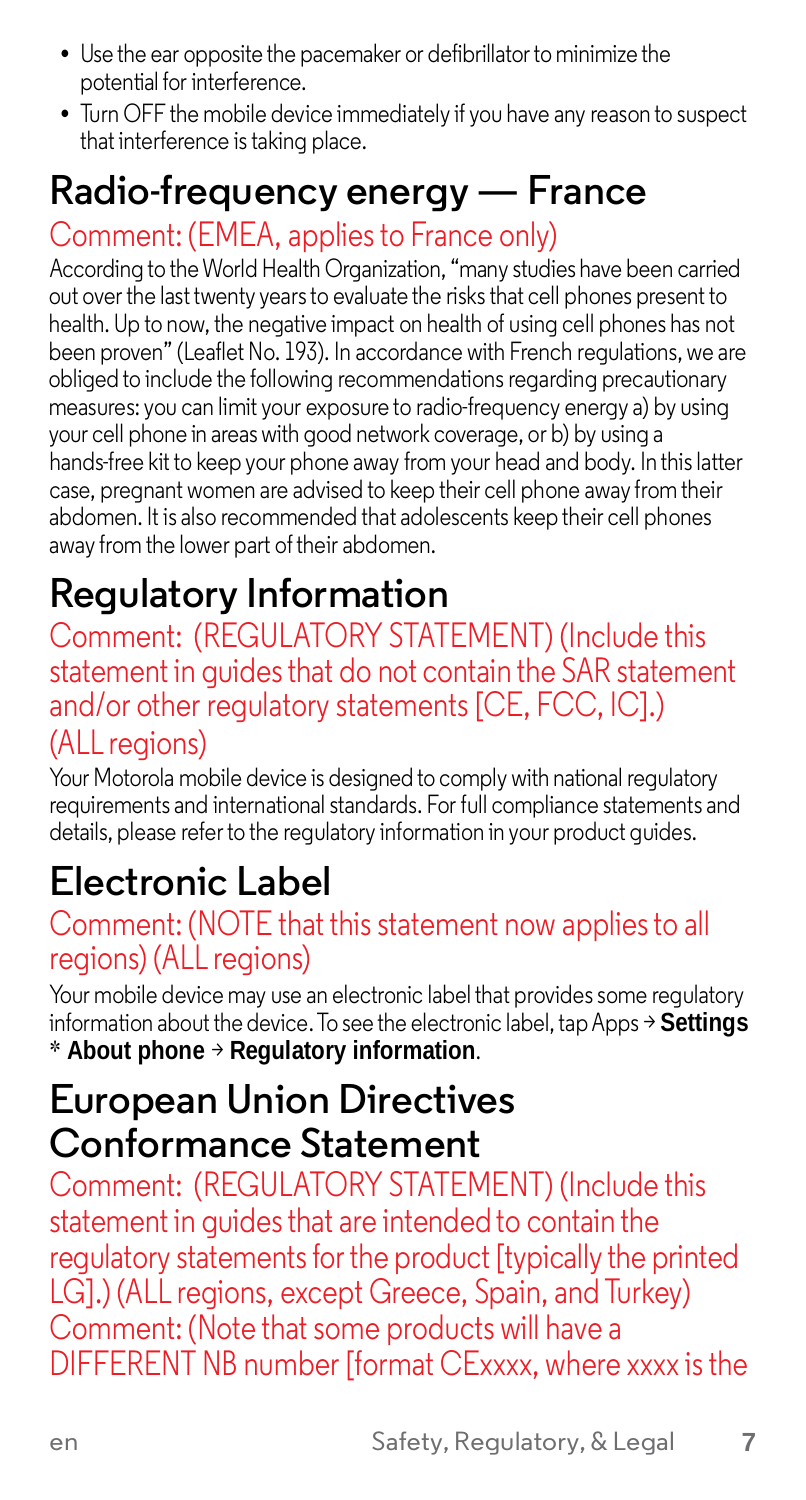- Use the ear opposite the pacemaker or defibrillator to minimize the potential for interference.
- Turn OFF the mobile device immediately if you have any reason to suspect that interference is taking place.

## Radio-frequency energy — France

Comment: (EMEA, applies to France only)

According to the World Health Organization, "many studies have been carried out over the last twenty years to evaluate the risks that cell phones present to health. Up to now, the negative impact on health of using cell phones has not been proven" (Leaflet No. 193). In accordance with French regulations, we are obliged to include the following recommendations regarding precautionary measures: you can limit your exposure to radio-frequency energy a) by using your cell phone in areas with good network coverage, or b) by using a hands-free kit to keep your phone away from your head and body. In this latter case, pregnant women are advised to keep their cell phone away from their abdomen. It is also recommended that adolescents keep their cell phones away from the lower part of their abdomen.

## Regulatory Information

Comment: (REGULATORY STATEMENT) (Include this statement in guides that do not contain the SAR statement and/or other regulatory statements [CE, FCC, IC].) (ALL regions)

Your Motorola mobile device is designed to comply with national regulatory requirements and international standards. For full compliance statements and details, please refer to the regulatory information in your product guides.

## Electronic Label

Comment: (NOTE that this statement now applies to all regions) (ALL regions)

Your mobile device may use an electronic label that provides some regulatory information about the device. To see the electronic label, tap Apps → **Settings * About phone** → **Regulatory information**.

## European Union Directives Conformance Statement

Comment: (REGULATORY STATEMENT) (Include this statement in guides that are intended to contain the regulatory statements for the product [typically the printed LG].) (ALL regions, except Greece, Spain, and Turkey)

Comment: (Note that some products will have a DIFFERENT NB number [format CExxxx, where xxxx is the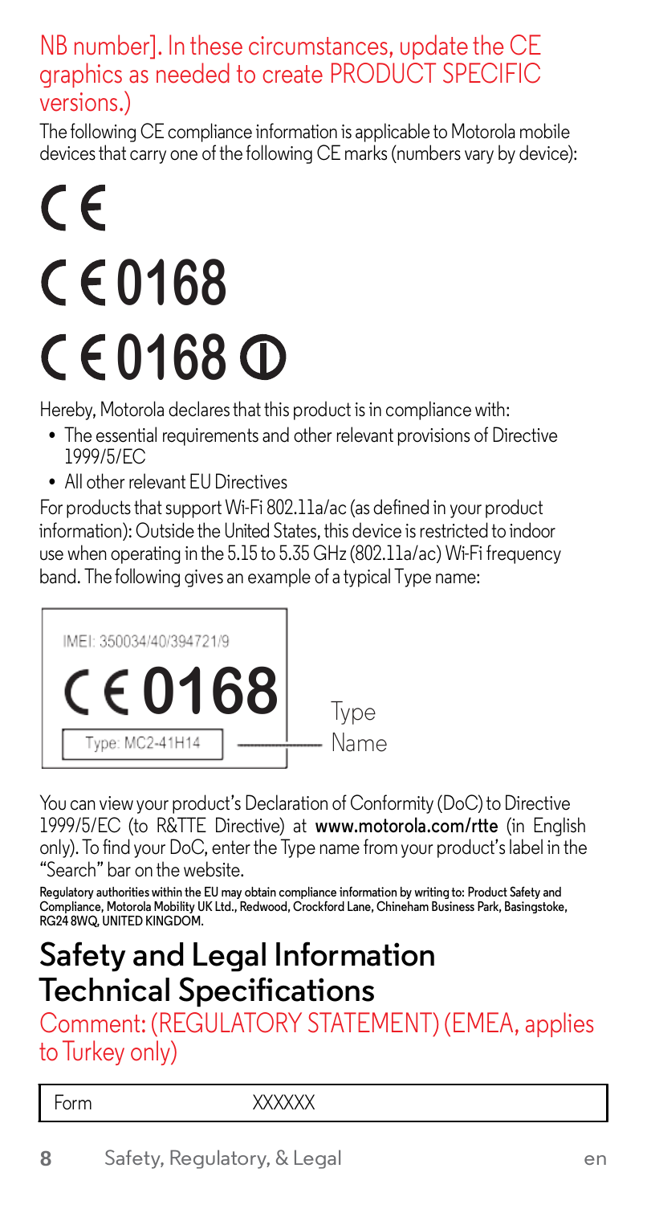NB number]. In these circumstances, update the CE graphics as needed to create PRODUCT SPECIFIC versions.)

The following CE compliance information is applicable to Motorola mobile devices that carry one of the following CE marks (numbers vary by device):

CE

CE 0168

CE 0168 ⓘ

Hereby, Motorola declares that this product is in compliance with:

- The essential requirements and other relevant provisions of Directive 1999/5/EC
- All other relevant EU Directives

For products that support Wi-Fi 802.11a/ac (as defined in your product information): Outside the United States, this device is restricted to indoor use when operating in the 5.15 to 5.35 GHz (802.11a/ac) Wi-Fi frequency band. The following gives an example of a typical Type name:

IMEI: 350034/40/394721/9

CE 0168

Type: MC2-41H14

Type Name

You can view your product's Declaration of Conformity (DoC) to Directive 1999/5/EC (to R&TTE Directive) at **www.motorola.com/rtte** (in English only). To find your DoC, enter the Type name from your product's label in the "Search" bar on the website.

**Regulatory authorities within the EU may obtain compliance information by writing to: Product Safety and Compliance, Motorola Mobility UK Ltd., Redwood, Crockford Lane, Chineham Business Park, Basingstoke, RG24 8WQ, UNITED KINGDOM.**

## Safety and Legal Information Technical Specifications

Comment: (REGULATORY STATEMENT) (EMEA, applies to Turkey only)

| Form | XXXXXX |
| --- | --- |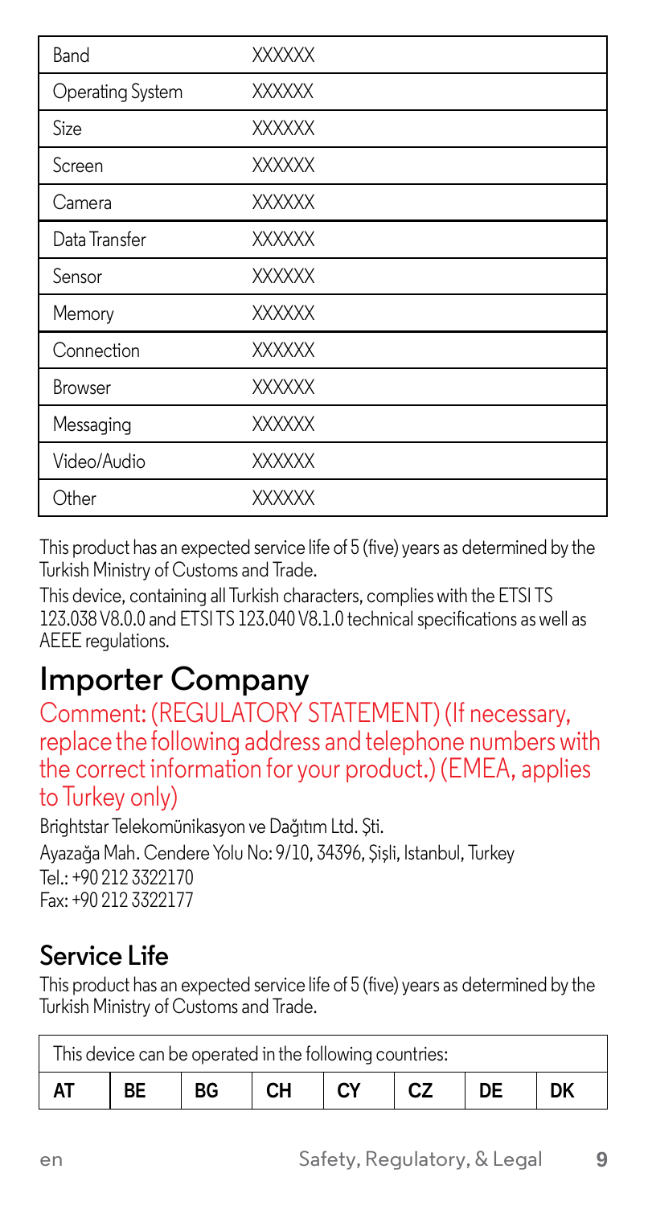| | |
|---|---|
| Band | XXXXXX |
| Operating System | XXXXXX |
| Size | XXXXXX |
| Screen | XXXXXX |
| Camera | XXXXXX |
| Data Transfer | XXXXXX |
| Sensor | XXXXXX |
| Memory | XXXXXX |
| Connection | XXXXXX |
| Browser | XXXXXX |
| Messaging | XXXXXX |
| Video/Audio | XXXXXX |
| Other | XXXXXX |

This product has an expected service life of 5 (five) years as determined by the Turkish Ministry of Customs and Trade.

This device, containing all Turkish characters, complies with the ETSI TS 123.038 V8.0.0 and ETSI TS 123.040 V8.1.0 technical specifications as well as AEEE regulations.

# Importer Company

Comment: (REGULATORY STATEMENT) (If necessary, replace the following address and telephone numbers with the correct information for your product.) (EMEA, applies to Turkey only)

Brightstar Telekomünikasyon ve Dağıtım Ltd. Şti.

Ayazağa Mah. Cendere Yolu No: 9/10, 34396, Şişli, Istanbul, Turkey

Tel.: +90 212 3322170

Fax: +90 212 3322177

## Service Life

This product has an expected service life of 5 (five) years as determined by the Turkish Ministry of Customs and Trade.

| This device can be operated in the following countries: | | | | | | | |
|---|---|---|---|---|---|---|---|
| AT | BE | BG | CH | CY | CZ | DE | DK |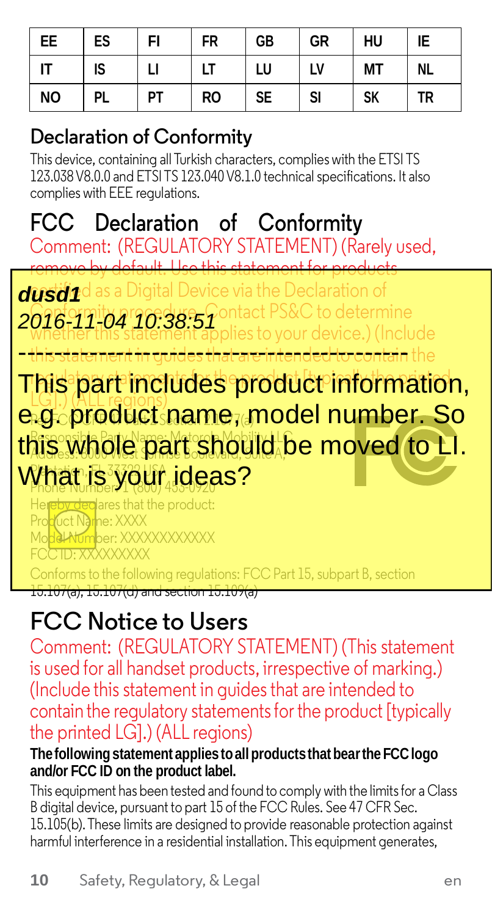| EE | ES | FI | FR | GB | GR | HU | IE |
|---|---|---|---|---|---|---|---|
| IT | IS | LI | LT | LU | LV | MT | NL |
| NO | PL | PT | RO | SE | SI | SK | TR |

## Declaration of Conformity

This device, containing all Turkish characters, complies with the ETSI TS 123.038 V8.0.0 and ETSI TS 123.040 V8.1.0 technical specifications. It also complies with EEE regulations.

## FCC Declaration of Conformity

Comment: (REGULATORY STATEMENT) (Rarely used, remove by default. Use this statement for products certified as a Digital Device via the Declaration of Conformity procedure. Contact PS&C to determine whether this statement applies to your device.) (Include this statement in guides that are intended to contain the regulatory statements for the product [typically the printed LG].) (ALL regions)

**dusd1**
*2016-11-04 10:38:51*

This part includes product information, e.g. product name, model number. So this whole part should be moved to LI. What is your ideas?

Per FCC CFR 47 Part 2 Section 2.1077(a)

Responsible Party Name: Motorola Mobility LLC

Address: 8000 West Sunrise Boulevard, Suite A, Plantation, FL 33322 USA

Phone Number: 1 (800) 453-0920

Hereby declares that the product:

Product Name: XXXX

Model Number: XXXXXXXXXXX

FCC ID: XXXXXXXX

Conforms to the following regulations: FCC Part 15, subpart B, section 15.107(a), 15.107(d) and section 15.109(a)

## FCC Notice to Users

Comment: (REGULATORY STATEMENT) (This statement is used for all handset products, irrespective of marking.) (Include this statement in guides that are intended to contain the regulatory statements for the product [typically the printed LG].) (ALL regions)

**The following statement applies to all products that bear the FCC logo and/or FCC ID on the product label.**

This equipment has been tested and found to comply with the limits for a Class B digital device, pursuant to part 15 of the FCC Rules. See 47 CFR Sec. 15.105(b). These limits are designed to provide reasonable protection against harmful interference in a residential installation. This equipment generates,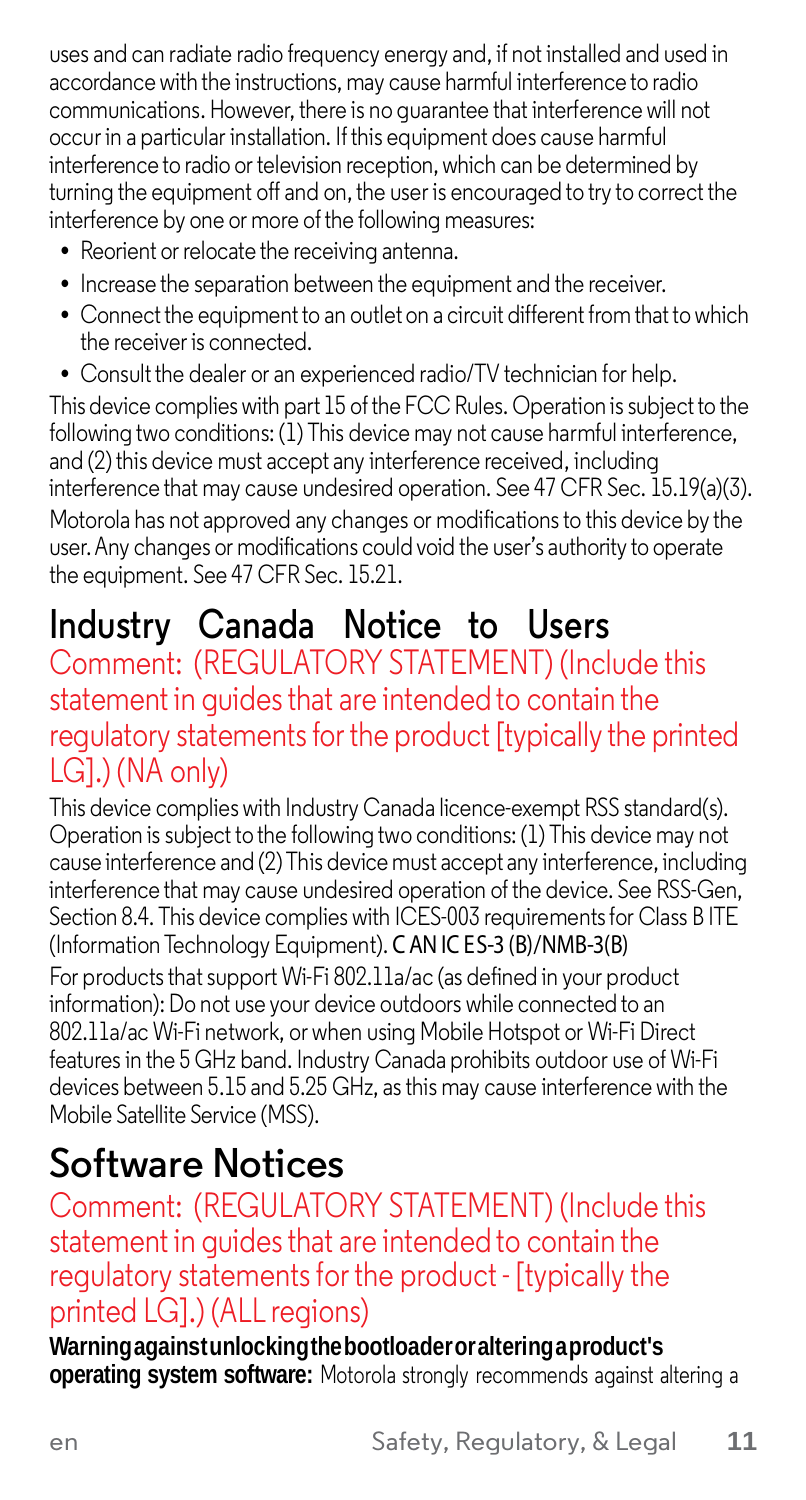uses and can radiate radio frequency energy and, if not installed and used in accordance with the instructions, may cause harmful interference to radio communications. However, there is no guarantee that interference will not occur in a particular installation. If this equipment does cause harmful interference to radio or television reception, which can be determined by turning the equipment off and on, the user is encouraged to try to correct the interference by one or more of the following measures:

- Reorient or relocate the receiving antenna.
- Increase the separation between the equipment and the receiver.
- Connect the equipment to an outlet on a circuit different from that to which the receiver is connected.
- Consult the dealer or an experienced radio/TV technician for help.

This device complies with part 15 of the FCC Rules. Operation is subject to the following two conditions: (1) This device may not cause harmful interference, and (2) this device must accept any interference received, including interference that may cause undesired operation. See 47 CFR Sec. 15.19(a)(3).

Motorola has not approved any changes or modifications to this device by the user. Any changes or modifications could void the user's authority to operate the equipment. See 47 CFR Sec. 15.21.

## Industry Canada Notice to Users

Comment: (REGULATORY STATEMENT) (Include this statement in guides that are intended to contain the regulatory statements for the product [typically the printed LG].) (NA only)

This device complies with Industry Canada licence-exempt RSS standard(s). Operation is subject to the following two conditions: (1) This device may not cause interference and (2) This device must accept any interference, including interference that may cause undesired operation of the device. See RSS-Gen, Section 8.4. This device complies with ICES-003 requirements for Class B ITE (Information Technology Equipment). CAN ICES-3 (B)/NMB-3(B)

For products that support Wi-Fi 802.11a/ac (as defined in your product information): Do not use your device outdoors while connected to an 802.11a/ac Wi-Fi network, or when using Mobile Hotspot or Wi-Fi Direct features in the 5 GHz band. Industry Canada prohibits outdoor use of Wi-Fi devices between 5.15 and 5.25 GHz, as this may cause interference with the Mobile Satellite Service (MSS).

## Software Notices

Comment: (REGULATORY STATEMENT) (Include this statement in guides that are intended to contain the regulatory statements for the product - [typically the printed LG].) (ALL regions)

**Warning against unlocking the bootloader or altering a product's operating system software:** Motorola strongly recommends against altering a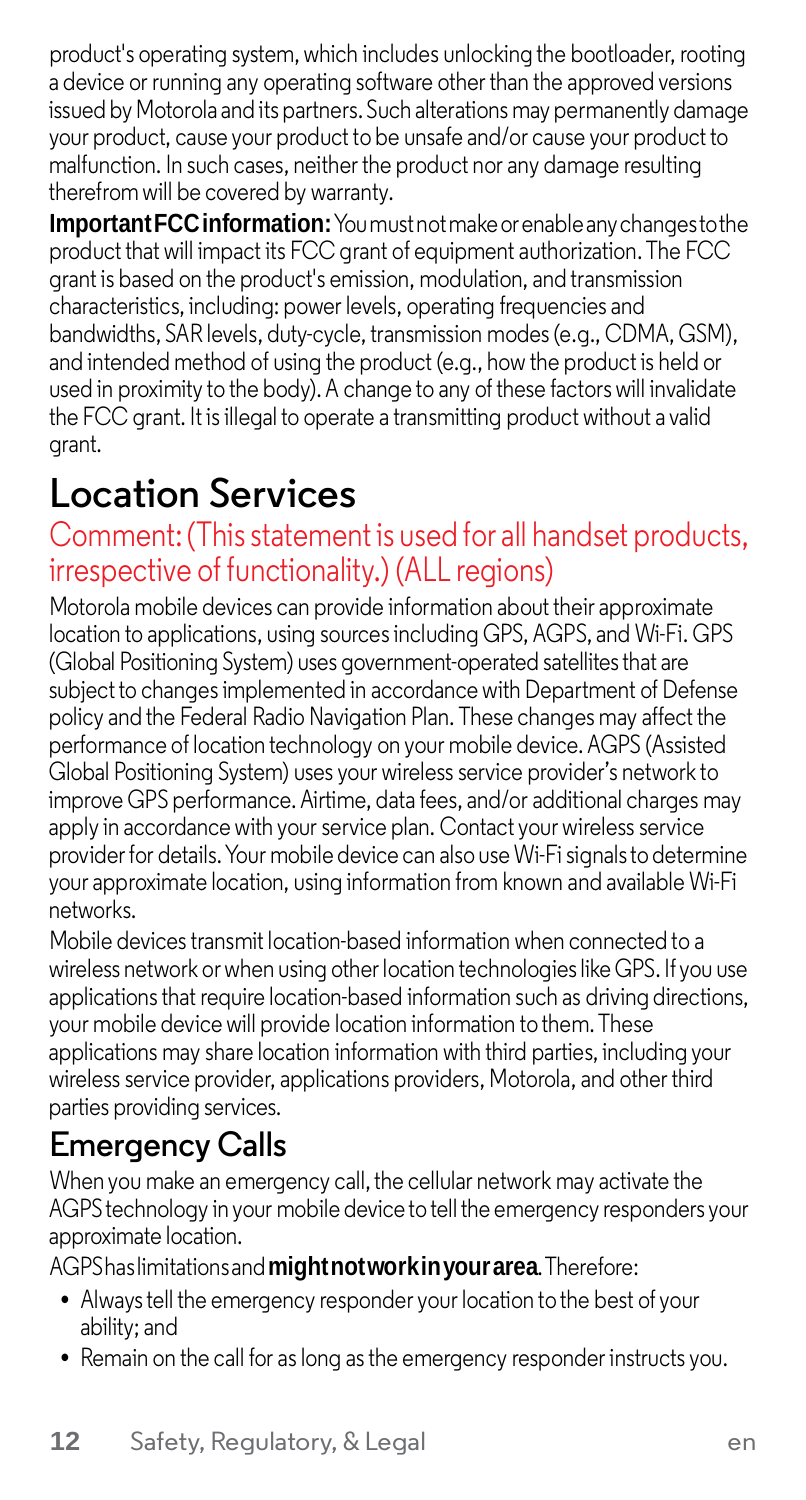product's operating system, which includes unlocking the bootloader, rooting a device or running any operating software other than the approved versions issued by Motorola and its partners. Such alterations may permanently damage your product, cause your product to be unsafe and/or cause your product to malfunction. In such cases, neither the product nor any damage resulting therefrom will be covered by warranty.

**Important FCC information:** You must not make or enable any changes to the product that will impact its FCC grant of equipment authorization. The FCC grant is based on the product's emission, modulation, and transmission characteristics, including: power levels, operating frequencies and bandwidths, SAR levels, duty-cycle, transmission modes (e.g., CDMA, GSM), and intended method of using the product (e.g., how the product is held or used in proximity to the body). A change to any of these factors will invalidate the FCC grant. It is illegal to operate a transmitting product without a valid grant.

# Location Services

## Comment: (This statement is used for all handset products, irrespective of functionality.) (ALL regions)

Motorola mobile devices can provide information about their approximate location to applications, using sources including GPS, AGPS, and Wi-Fi. GPS (Global Positioning System) uses government-operated satellites that are subject to changes implemented in accordance with Department of Defense policy and the Federal Radio Navigation Plan. These changes may affect the performance of location technology on your mobile device. AGPS (Assisted Global Positioning System) uses your wireless service provider's network to improve GPS performance. Airtime, data fees, and/or additional charges may apply in accordance with your service plan. Contact your wireless service provider for details. Your mobile device can also use Wi-Fi signals to determine your approximate location, using information from known and available Wi-Fi networks.

Mobile devices transmit location-based information when connected to a wireless network or when using other location technologies like GPS. If you use applications that require location-based information such as driving directions, your mobile device will provide location information to them. These applications may share location information with third parties, including your wireless service provider, applications providers, Motorola, and other third parties providing services.

## Emergency Calls

When you make an emergency call, the cellular network may activate the AGPS technology in your mobile device to tell the emergency responders your approximate location.

AGPS has limitations and **might not work in your area**. Therefore:

- Always tell the emergency responder your location to the best of your ability; and
- Remain on the call for as long as the emergency responder instructs you.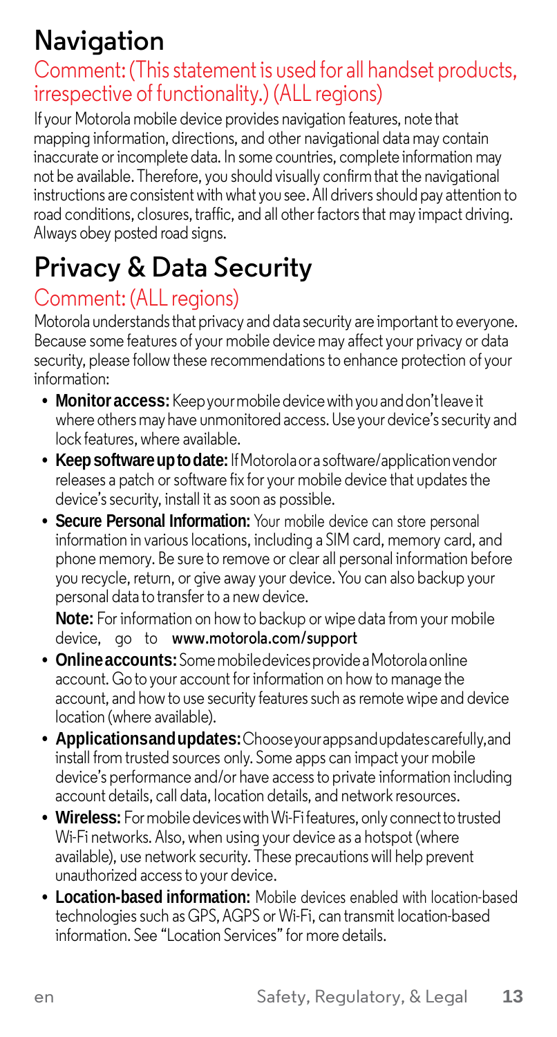# Navigation

## Comment: (This statement is used for all handset products, irrespective of functionality.) (ALL regions)

If your Motorola mobile device provides navigation features, note that mapping information, directions, and other navigational data may contain inaccurate or incomplete data. In some countries, complete information may not be available. Therefore, you should visually confirm that the navigational instructions are consistent with what you see. All drivers should pay attention to road conditions, closures, traffic, and all other factors that may impact driving. Always obey posted road signs.

# Privacy & Data Security

## Comment: (ALL regions)

Motorola understands that privacy and data security are important to everyone. Because some features of your mobile device may affect your privacy or data security, please follow these recommendations to enhance protection of your information:

- **Monitor access:** Keep your mobile device with you and don't leave it where others may have unmonitored access. Use your device's security and lock features, where available.
- **Keep software up to date:** If Motorola or a software/application vendor releases a patch or software fix for your mobile device that updates the device's security, install it as soon as possible.
- **Secure Personal Information:** Your mobile device can store personal information in various locations, including a SIM card, memory card, and phone memory. Be sure to remove or clear all personal information before you recycle, return, or give away your device. You can also backup your personal data to transfer to a new device.

  **Note:** For information on how to backup or wipe data from your mobile device, go to **www.motorola.com/support**
- **Online accounts:** Some mobile devices provide a Motorola online account. Go to your account for information on how to manage the account, and how to use security features such as remote wipe and device location (where available).
- **Applications and updates:** Choose your apps and updates carefully, and install from trusted sources only. Some apps can impact your mobile device's performance and/or have access to private information including account details, call data, location details, and network resources.
- **Wireless:** For mobile devices with Wi-Fi features, only connect to trusted Wi-Fi networks. Also, when using your device as a hotspot (where available), use network security. These precautions will help prevent unauthorized access to your device.
- **Location-based information:** Mobile devices enabled with location-based technologies such as GPS, AGPS or Wi-Fi, can transmit location-based information. See "Location Services" for more details.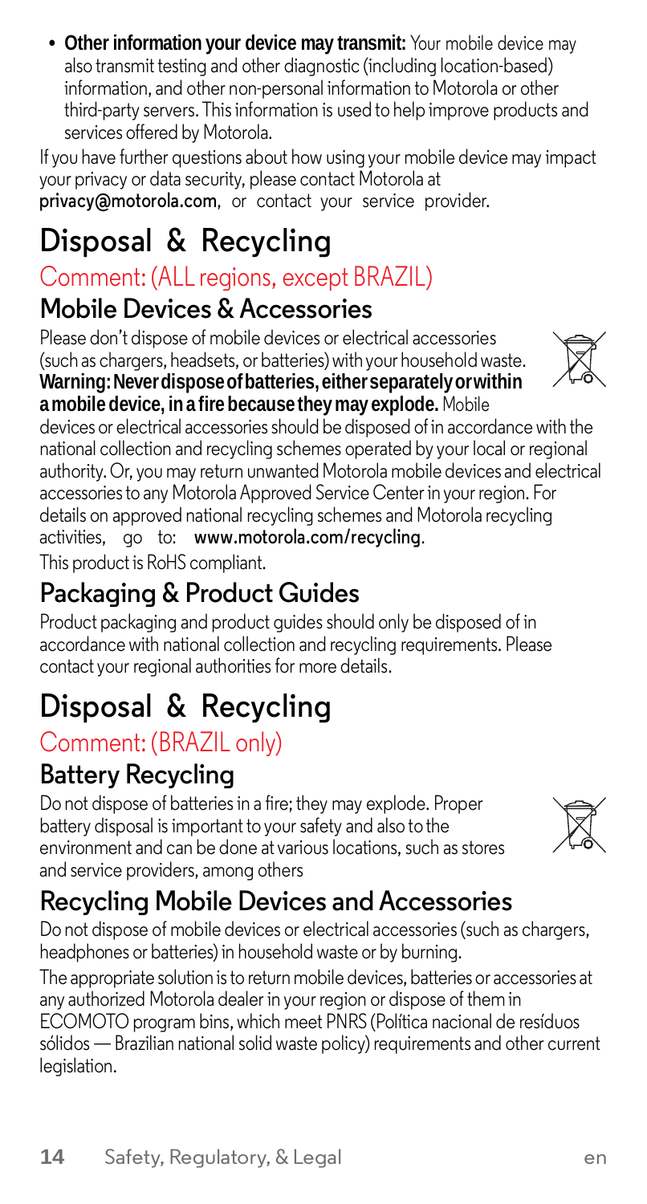- **Other information your device may transmit:** Your mobile device may also transmit testing and other diagnostic (including location-based) information, and other non-personal information to Motorola or other third-party servers. This information is used to help improve products and services offered by Motorola.

If you have further questions about how using your mobile device may impact your privacy or data security, please contact Motorola at **privacy@motorola.com**, or contact your service provider.

# Disposal & Recycling

Comment: (ALL regions, except BRAZIL)

## Mobile Devices & Accessories

Please don't dispose of mobile devices or electrical accessories (such as chargers, headsets, or batteries) with your household waste. **Warning: Never dispose of batteries, either separately or within a mobile device, in a fire because they may explode.** Mobile devices or electrical accessories should be disposed of in accordance with the national collection and recycling schemes operated by your local or regional authority. Or, you may return unwanted Motorola mobile devices and electrical accessories to any Motorola Approved Service Center in your region. For details on approved national recycling schemes and Motorola recycling activities, go to: **www.motorola.com/recycling**.

This product is RoHS compliant.

## Packaging & Product Guides

Product packaging and product guides should only be disposed of in accordance with national collection and recycling requirements. Please contact your regional authorities for more details.

# Disposal & Recycling

Comment: (BRAZIL only)

## Battery Recycling

Do not dispose of batteries in a fire; they may explode. Proper battery disposal is important to your safety and also to the environment and can be done at various locations, such as stores and service providers, among others

## Recycling Mobile Devices and Accessories

Do not dispose of mobile devices or electrical accessories (such as chargers, headphones or batteries) in household waste or by burning.

The appropriate solution is to return mobile devices, batteries or accessories at any authorized Motorola dealer in your region or dispose of them in ECOMOTO program bins, which meet PNRS (Política nacional de resíduos sólidos — Brazilian national solid waste policy) requirements and other current legislation.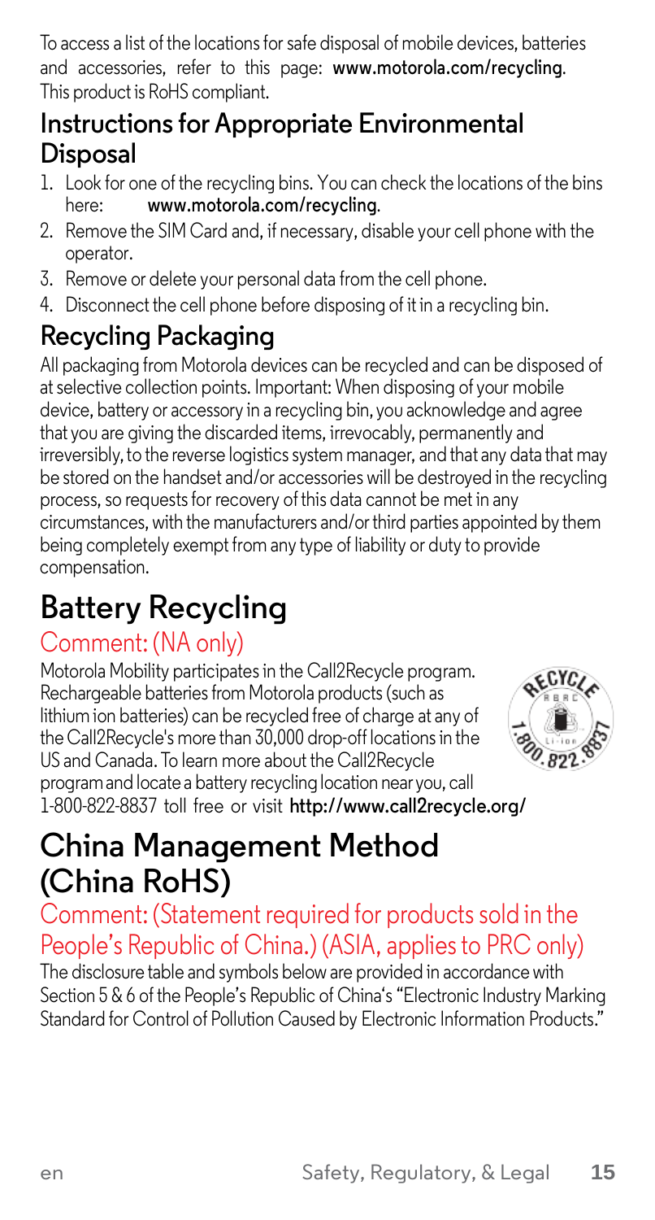To access a list of the locations for safe disposal of mobile devices, batteries and accessories, refer to this page: **www.motorola.com/recycling**. This product is RoHS compliant.

## Instructions for Appropriate Environmental Disposal

1. Look for one of the recycling bins. You can check the locations of the bins here: **www.motorola.com/recycling**.
2. Remove the SIM Card and, if necessary, disable your cell phone with the operator.
3. Remove or delete your personal data from the cell phone.
4. Disconnect the cell phone before disposing of it in a recycling bin.

## Recycling Packaging

All packaging from Motorola devices can be recycled and can be disposed of at selective collection points. Important: When disposing of your mobile device, battery or accessory in a recycling bin, you acknowledge and agree that you are giving the discarded items, irrevocably, permanently and irreversibly, to the reverse logistics system manager, and that any data that may be stored on the handset and/or accessories will be destroyed in the recycling process, so requests for recovery of this data cannot be met in any circumstances, with the manufacturers and/or third parties appointed by them being completely exempt from any type of liability or duty to provide compensation.

# Battery Recycling

### Comment: (NA only)

Motorola Mobility participates in the Call2Recycle program. Rechargeable batteries from Motorola products (such as lithium ion batteries) can be recycled free of charge at any of the Call2Recycle's more than 30,000 drop-off locations in the US and Canada. To learn more about the Call2Recycle program and locate a battery recycling location near you, call 1-800-822-8837 toll free or visit **http://www.call2recycle.org/**

# China Management Method (China RoHS)

### Comment: (Statement required for products sold in the People's Republic of China.) (ASIA, applies to PRC only)

The disclosure table and symbols below are provided in accordance with Section 5 & 6 of the People's Republic of China's "Electronic Industry Marking Standard for Control of Pollution Caused by Electronic Information Products."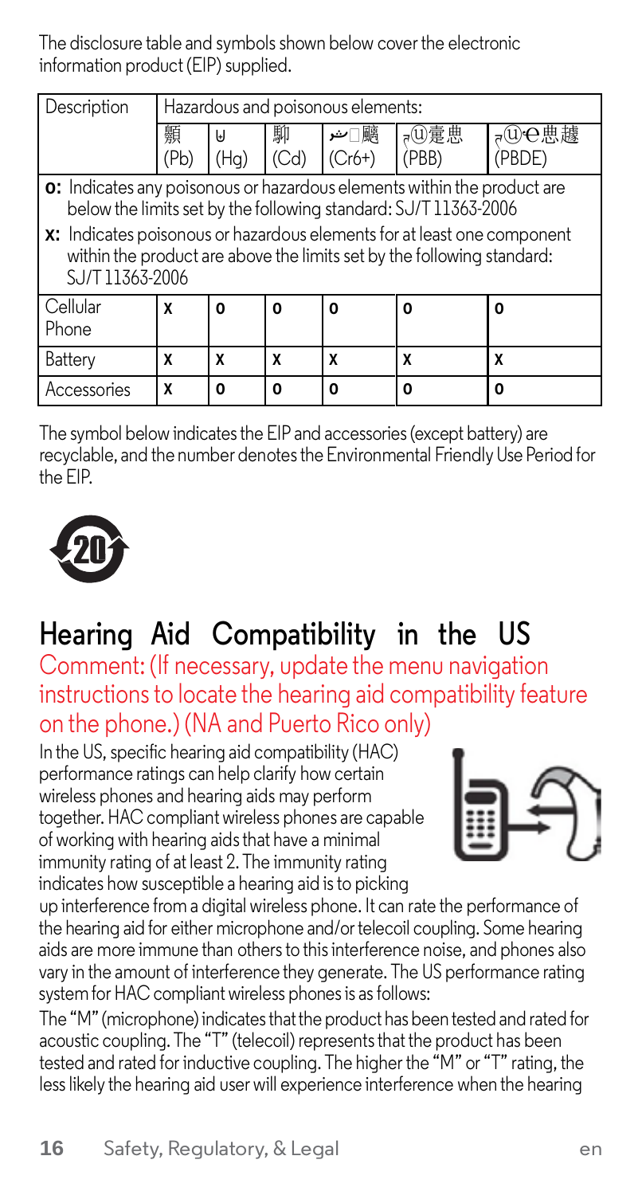The disclosure table and symbols shown below cover the electronic information product (EIP) supplied.

| Description | Hazardous and poisonous elements: | | | | | |
|---|---|---|---|---|---|---|
| | 顯 (Pb) | ㅂ (Hg) | 馹 (Cd) | ش□飂 (Cr6+) | ⊋⑪亹患 (PBB) | ⊋⑪ⅇ患攄 (PBDE) |
| **o:** Indicates any poisonous or hazardous elements within the product are below the limits set by the following standard: SJ/T 11363-2006<br>**x:** Indicates poisonous or hazardous elements for at least one component within the product are above the limits set by the following standard: SJ/T 11363-2006 | | | | | | |
| Cellular Phone | **x** | **o** | **o** | **o** | **o** | **o** |
| Battery | **x** | **x** | **x** | **x** | **x** | **x** |
| Accessories | **x** | **o** | **o** | **o** | **o** | **o** |

The symbol below indicates the EIP and accessories (except battery) are recyclable, and the number denotes the Environmental Friendly Use Period for the EIP.

## Hearing Aid Compatibility in the US

Comment: (If necessary, update the menu navigation instructions to locate the hearing aid compatibility feature on the phone.) (NA and Puerto Rico only)

In the US, specific hearing aid compatibility (HAC) performance ratings can help clarify how certain wireless phones and hearing aids may perform together. HAC compliant wireless phones are capable of working with hearing aids that have a minimal immunity rating of at least 2. The immunity rating indicates how susceptible a hearing aid is to picking up interference from a digital wireless phone. It can rate the performance of the hearing aid for either microphone and/or telecoil coupling. Some hearing aids are more immune than others to this interference noise, and phones also vary in the amount of interference they generate. The US performance rating system for HAC compliant wireless phones is as follows:

The "M" (microphone) indicates that the product has been tested and rated for acoustic coupling. The "T" (telecoil) represents that the product has been tested and rated for inductive coupling. The higher the "M" or "T" rating, the less likely the hearing aid user will experience interference when the hearing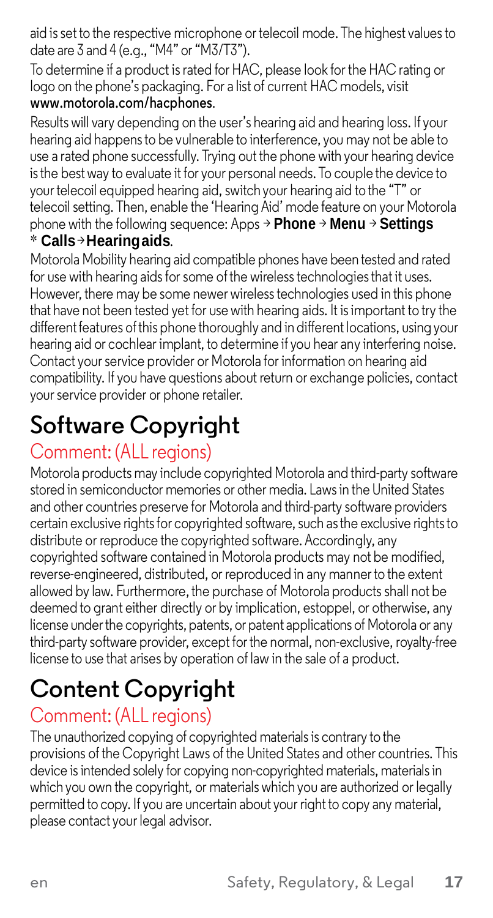aid is set to the respective microphone or telecoil mode. The highest values to date are 3 and 4 (e.g., "M4" or "M3/T3").

To determine if a product is rated for HAC, please look for the HAC rating or logo on the phone's packaging. For a list of current HAC models, visit www.motorola.com/hacphones.

Results will vary depending on the user's hearing aid and hearing loss. If your hearing aid happens to be vulnerable to interference, you may not be able to use a rated phone successfully. Trying out the phone with your hearing device is the best way to evaluate it for your personal needs. To couple the device to your telecoil equipped hearing aid, switch your hearing aid to the "T" or telecoil setting. Then, enable the 'Hearing Aid' mode feature on your Motorola phone with the following sequence: Apps → **Phone** → **Menu** → **Settings** * **Calls** → **Hearing aids**.

Motorola Mobility hearing aid compatible phones have been tested and rated for use with hearing aids for some of the wireless technologies that it uses. However, there may be some newer wireless technologies used in this phone that have not been tested yet for use with hearing aids. It is important to try the different features of this phone thoroughly and in different locations, using your hearing aid or cochlear implant, to determine if you hear any interfering noise. Contact your service provider or Motorola for information on hearing aid compatibility. If you have questions about return or exchange policies, contact your service provider or phone retailer.

# Software Copyright

## Comment: (ALL regions)

Motorola products may include copyrighted Motorola and third-party software stored in semiconductor memories or other media. Laws in the United States and other countries preserve for Motorola and third-party software providers certain exclusive rights for copyrighted software, such as the exclusive rights to distribute or reproduce the copyrighted software. Accordingly, any copyrighted software contained in Motorola products may not be modified, reverse-engineered, distributed, or reproduced in any manner to the extent allowed by law. Furthermore, the purchase of Motorola products shall not be deemed to grant either directly or by implication, estoppel, or otherwise, any license under the copyrights, patents, or patent applications of Motorola or any third-party software provider, except for the normal, non-exclusive, royalty-free license to use that arises by operation of law in the sale of a product.

# Content Copyright

## Comment: (ALL regions)

The unauthorized copying of copyrighted materials is contrary to the provisions of the Copyright Laws of the United States and other countries. This device is intended solely for copying non-copyrighted materials, materials in which you own the copyright, or materials which you are authorized or legally permitted to copy. If you are uncertain about your right to copy any material, please contact your legal advisor.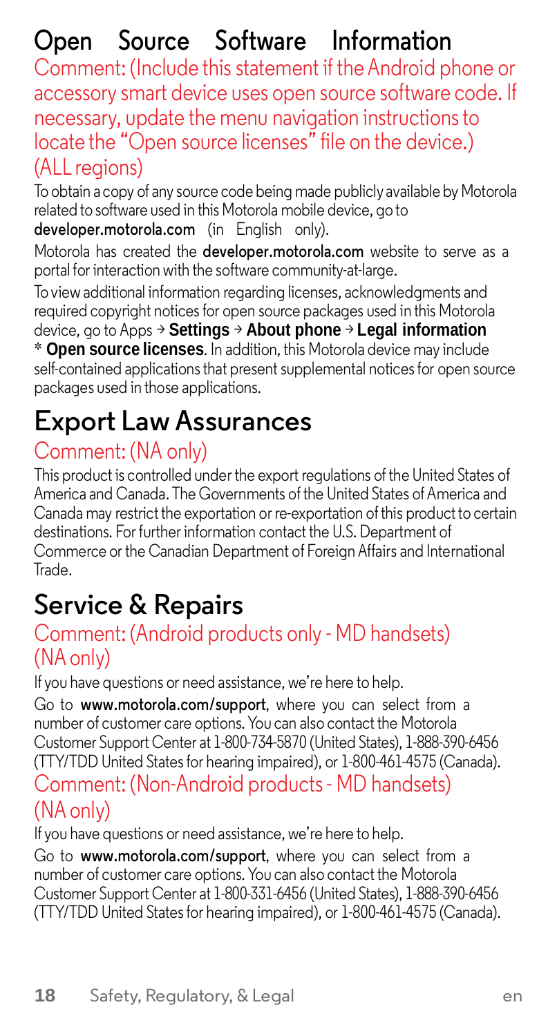## Open Source Software Information

Comment: (Include this statement if the Android phone or accessory smart device uses open source software code. If necessary, update the menu navigation instructions to locate the "Open source licenses" file on the device.) (ALL regions)

To obtain a copy of any source code being made publicly available by Motorola related to software used in this Motorola mobile device, go to **developer.motorola.com** (in English only).

Motorola has created the **developer.motorola.com** website to serve as a portal for interaction with the software community-at-large.

To view additional information regarding licenses, acknowledgments and required copyright notices for open source packages used in this Motorola device, go to Apps → **Settings** → **About phone** → **Legal information** * **Open source licenses**. In addition, this Motorola device may include self-contained applications that present supplemental notices for open source packages used in those applications.

# Export Law Assurances

Comment: (NA only)

This product is controlled under the export regulations of the United States of America and Canada. The Governments of the United States of America and Canada may restrict the exportation or re-exportation of this product to certain destinations. For further information contact the U.S. Department of Commerce or the Canadian Department of Foreign Affairs and International Trade.

# Service & Repairs

Comment: (Android products only - MD handsets) (NA only)

If you have questions or need assistance, we're here to help.

Go to **www.motorola.com/support**, where you can select from a number of customer care options. You can also contact the Motorola Customer Support Center at 1-800-734-5870 (United States), 1-888-390-6456 (TTY/TDD United States for hearing impaired), or 1-800-461-4575 (Canada).

Comment: (Non-Android products - MD handsets) (NA only)

If you have questions or need assistance, we're here to help.

Go to **www.motorola.com/support**, where you can select from a number of customer care options. You can also contact the Motorola Customer Support Center at 1-800-331-6456 (United States), 1-888-390-6456 (TTY/TDD United States for hearing impaired), or 1-800-461-4575 (Canada).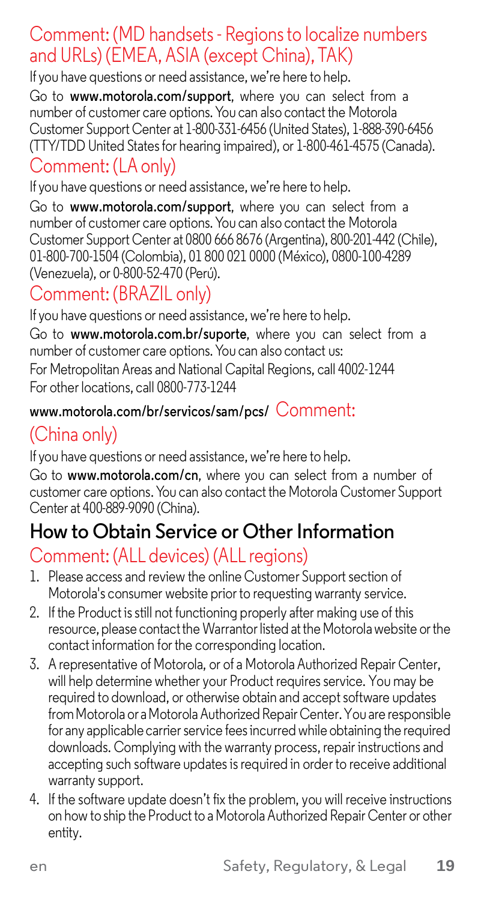## Comment: (MD handsets - Regions to localize numbers and URLs) (EMEA, ASIA (except China), TAK)

If you have questions or need assistance, we're here to help.

Go to **www.motorola.com/support**, where you can select from a number of customer care options. You can also contact the Motorola Customer Support Center at 1-800-331-6456 (United States), 1-888-390-6456 (TTY/TDD United States for hearing impaired), or 1-800-461-4575 (Canada).

## Comment: (LA only)

If you have questions or need assistance, we're here to help.

Go to **www.motorola.com/support**, where you can select from a number of customer care options. You can also contact the Motorola Customer Support Center at 0800 666 8676 (Argentina), 800-201-442 (Chile), 01-800-700-1504 (Colombia), 01 800 021 0000 (México), 0800-100-4289 (Venezuela), or 0-800-52-470 (Perú).

## Comment: (BRAZIL only)

If you have questions or need assistance, we're here to help.

Go to **www.motorola.com.br/suporte**, where you can select from a number of customer care options. You can also contact us:

For Metropolitan Areas and National Capital Regions, call 4002-1244

For other locations, call 0800-773-1244

**www.motorola.com/br/servicos/sam/pcs/**

## Comment: (China only)

If you have questions or need assistance, we're here to help.

Go to **www.motorola.com/cn**, where you can select from a number of customer care options. You can also contact the Motorola Customer Support Center at 400-889-9090 (China).

# How to Obtain Service or Other Information

## Comment: (ALL devices) (ALL regions)

1. Please access and review the online Customer Support section of Motorola's consumer website prior to requesting warranty service.
2. If the Product is still not functioning properly after making use of this resource, please contact the Warrantor listed at the Motorola website or the contact information for the corresponding location.
3. A representative of Motorola, or of a Motorola Authorized Repair Center, will help determine whether your Product requires service. You may be required to download, or otherwise obtain and accept software updates from Motorola or a Motorola Authorized Repair Center. You are responsible for any applicable carrier service fees incurred while obtaining the required downloads. Complying with the warranty process, repair instructions and accepting such software updates is required in order to receive additional warranty support.
4. If the software update doesn't fix the problem, you will receive instructions on how to ship the Product to a Motorola Authorized Repair Center or other entity.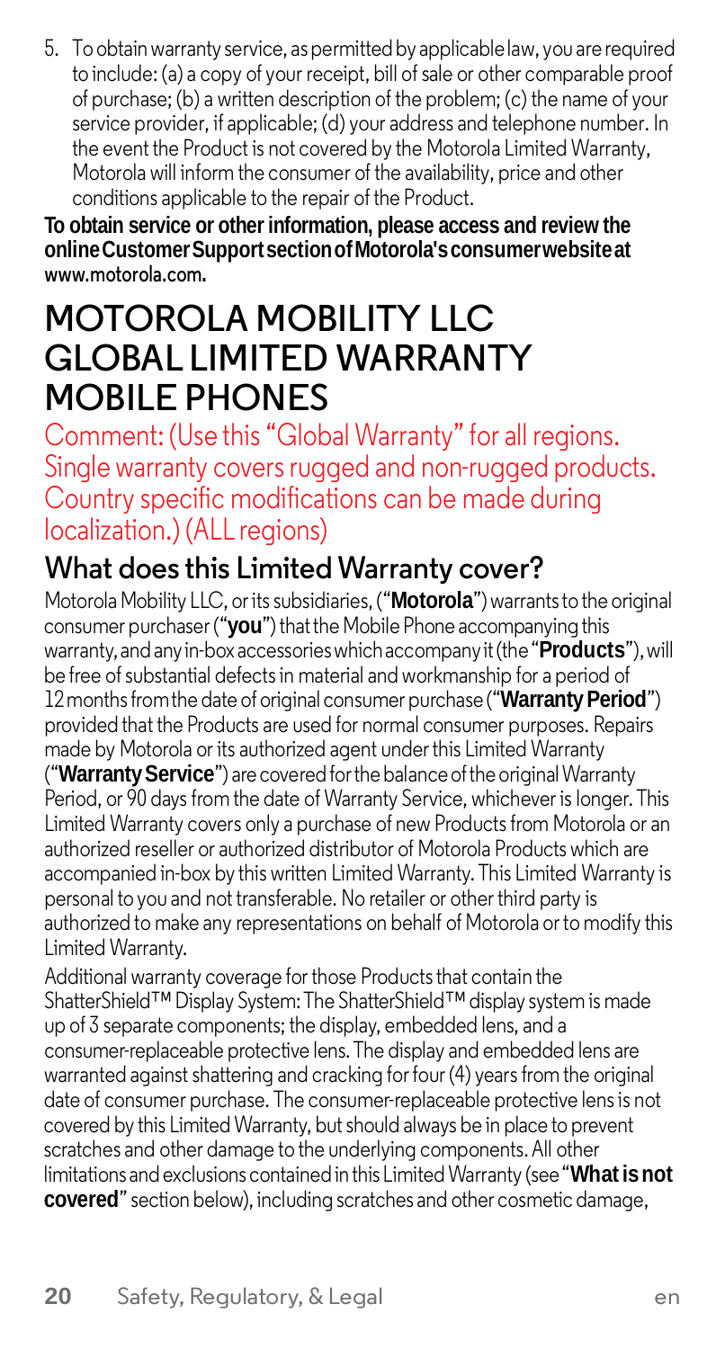5. To obtain warranty service, as permitted by applicable law, you are required to include: (a) a copy of your receipt, bill of sale or other comparable proof of purchase; (b) a written description of the problem; (c) the name of your service provider, if applicable; (d) your address and telephone number. In the event the Product is not covered by the Motorola Limited Warranty, Motorola will inform the consumer of the availability, price and other conditions applicable to the repair of the Product.

**To obtain service or other information, please access and review the online Customer Support section of Motorola's consumer website at www.motorola.com.**

# MOTOROLA MOBILITY LLC GLOBAL LIMITED WARRANTY MOBILE PHONES

Comment: (Use this "Global Warranty" for all regions. Single warranty covers rugged and non-rugged products. Country specific modifications can be made during localization.) (ALL regions)

## What does this Limited Warranty cover?

Motorola Mobility LLC, or its subsidiaries, ("**Motorola**") warrants to the original consumer purchaser ("**you**") that the Mobile Phone accompanying this warranty, and any in-box accessories which accompany it (the "**Products**"), will be free of substantial defects in material and workmanship for a period of 12 months from the date of original consumer purchase ("**Warranty Period**") provided that the Products are used for normal consumer purposes. Repairs made by Motorola or its authorized agent under this Limited Warranty ("**Warranty Service**") are covered for the balance of the original Warranty Period, or 90 days from the date of Warranty Service, whichever is longer. This Limited Warranty covers only a purchase of new Products from Motorola or an authorized reseller or authorized distributor of Motorola Products which are accompanied in-box by this written Limited Warranty. This Limited Warranty is personal to you and not transferable. No retailer or other third party is authorized to make any representations on behalf of Motorola or to modify this Limited Warranty.

Additional warranty coverage for those Products that contain the ShatterShield™ Display System: The ShatterShield™ display system is made up of 3 separate components; the display, embedded lens, and a consumer-replaceable protective lens. The display and embedded lens are warranted against shattering and cracking for four (4) years from the original date of consumer purchase. The consumer-replaceable protective lens is not covered by this Limited Warranty, but should always be in place to prevent scratches and other damage to the underlying components. All other limitations and exclusions contained in this Limited Warranty (see "**What is not covered**" section below), including scratches and other cosmetic damage,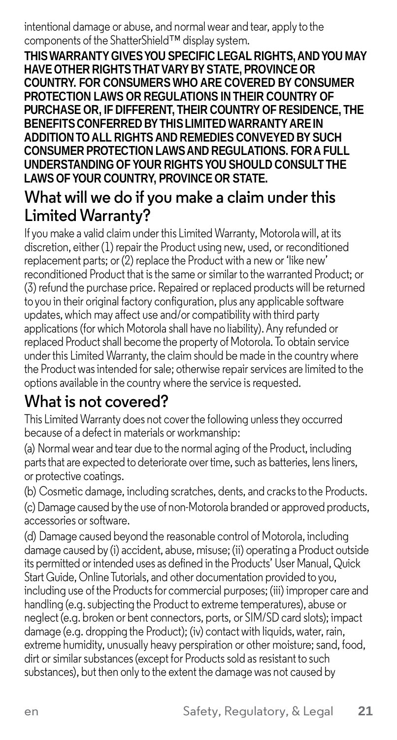intentional damage or abuse, and normal wear and tear, apply to the components of the ShatterShield™ display system.

**THIS WARRANTY GIVES YOU SPECIFIC LEGAL RIGHTS, AND YOU MAY HAVE OTHER RIGHTS THAT VARY BY STATE, PROVINCE OR COUNTRY. FOR CONSUMERS WHO ARE COVERED BY CONSUMER PROTECTION LAWS OR REGULATIONS IN THEIR COUNTRY OF PURCHASE OR, IF DIFFERENT, THEIR COUNTRY OF RESIDENCE, THE BENEFITS CONFERRED BY THIS LIMITED WARRANTY ARE IN ADDITION TO ALL RIGHTS AND REMEDIES CONVEYED BY SUCH CONSUMER PROTECTION LAWS AND REGULATIONS. FOR A FULL UNDERSTANDING OF YOUR RIGHTS YOU SHOULD CONSULT THE LAWS OF YOUR COUNTRY, PROVINCE OR STATE.**

## What will we do if you make a claim under this Limited Warranty?

If you make a valid claim under this Limited Warranty, Motorola will, at its discretion, either (1) repair the Product using new, used, or reconditioned replacement parts; or (2) replace the Product with a new or 'like new' reconditioned Product that is the same or similar to the warranted Product; or (3) refund the purchase price. Repaired or replaced products will be returned to you in their original factory configuration, plus any applicable software updates, which may affect use and/or compatibility with third party applications (for which Motorola shall have no liability). Any refunded or replaced Product shall become the property of Motorola. To obtain service under this Limited Warranty, the claim should be made in the country where the Product was intended for sale; otherwise repair services are limited to the options available in the country where the service is requested.

## What is not covered?

This Limited Warranty does not cover the following unless they occurred because of a defect in materials or workmanship:

(a) Normal wear and tear due to the normal aging of the Product, including parts that are expected to deteriorate over time, such as batteries, lens liners, or protective coatings.

(b) Cosmetic damage, including scratches, dents, and cracks to the Products.

(c) Damage caused by the use of non-Motorola branded or approved products, accessories or software.

(d) Damage caused beyond the reasonable control of Motorola, including damage caused by (i) accident, abuse, misuse; (ii) operating a Product outside its permitted or intended uses as defined in the Products' User Manual, Quick Start Guide, Online Tutorials, and other documentation provided to you, including use of the Products for commercial purposes; (iii) improper care and handling (e.g. subjecting the Product to extreme temperatures), abuse or neglect (e.g. broken or bent connectors, ports, or SIM/SD card slots); impact damage (e.g. dropping the Product); (iv) contact with liquids, water, rain, extreme humidity, unusually heavy perspiration or other moisture; sand, food, dirt or similar substances (except for Products sold as resistant to such substances), but then only to the extent the damage was not caused by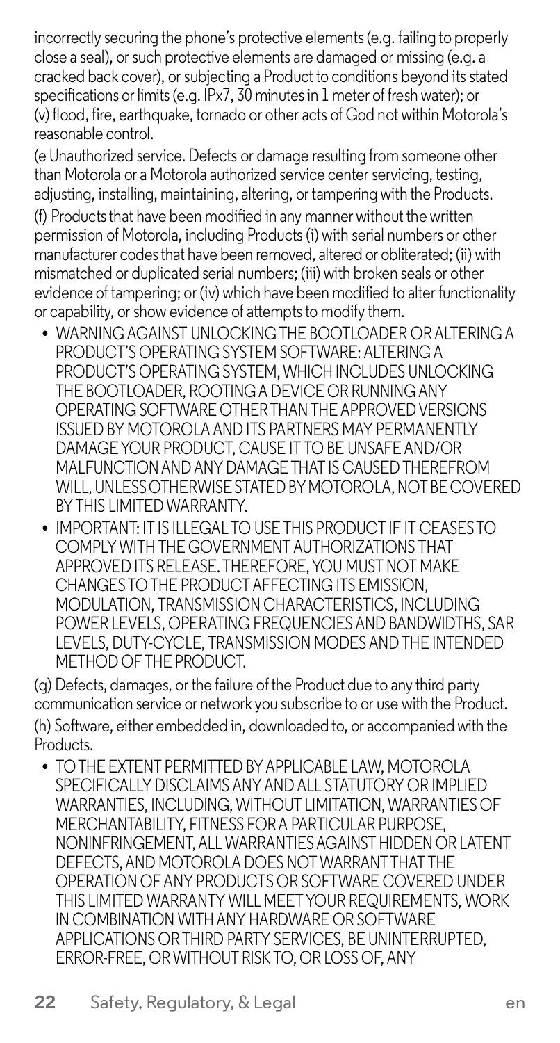incorrectly securing the phone's protective elements (e.g. failing to properly close a seal), or such protective elements are damaged or missing (e.g. a cracked back cover), or subjecting a Product to conditions beyond its stated specifications or limits (e.g. IPx7, 30 minutes in 1 meter of fresh water); or (v) flood, fire, earthquake, tornado or other acts of God not within Motorola's reasonable control.

(e Unauthorized service. Defects or damage resulting from someone other than Motorola or a Motorola authorized service center servicing, testing, adjusting, installing, maintaining, altering, or tampering with the Products.

(f) Products that have been modified in any manner without the written permission of Motorola, including Products (i) with serial numbers or other manufacturer codes that have been removed, altered or obliterated; (ii) with mismatched or duplicated serial numbers; (iii) with broken seals or other evidence of tampering; or (iv) which have been modified to alter functionality or capability, or show evidence of attempts to modify them.

- WARNING AGAINST UNLOCKING THE BOOTLOADER OR ALTERING A PRODUCT'S OPERATING SYSTEM SOFTWARE: ALTERING A PRODUCT'S OPERATING SYSTEM, WHICH INCLUDES UNLOCKING THE BOOTLOADER, ROOTING A DEVICE OR RUNNING ANY OPERATING SOFTWARE OTHER THAN THE APPROVED VERSIONS ISSUED BY MOTOROLA AND ITS PARTNERS MAY PERMANENTLY DAMAGE YOUR PRODUCT, CAUSE IT TO BE UNSAFE AND/OR MALFUNCTION AND ANY DAMAGE THAT IS CAUSED THEREFROM WILL, UNLESS OTHERWISE STATED BY MOTOROLA, NOT BE COVERED BY THIS LIMITED WARRANTY.
- IMPORTANT: IT IS ILLEGAL TO USE THIS PRODUCT IF IT CEASES TO COMPLY WITH THE GOVERNMENT AUTHORIZATIONS THAT APPROVED ITS RELEASE. THEREFORE, YOU MUST NOT MAKE CHANGES TO THE PRODUCT AFFECTING ITS EMISSION, MODULATION, TRANSMISSION CHARACTERISTICS, INCLUDING POWER LEVELS, OPERATING FREQUENCIES AND BANDWIDTHS, SAR LEVELS, DUTY-CYCLE, TRANSMISSION MODES AND THE INTENDED METHOD OF THE PRODUCT.

(g) Defects, damages, or the failure of the Product due to any third party communication service or network you subscribe to or use with the Product.

(h) Software, either embedded in, downloaded to, or accompanied with the Products.

- TO THE EXTENT PERMITTED BY APPLICABLE LAW, MOTOROLA SPECIFICALLY DISCLAIMS ANY AND ALL STATUTORY OR IMPLIED WARRANTIES, INCLUDING, WITHOUT LIMITATION, WARRANTIES OF MERCHANTABILITY, FITNESS FOR A PARTICULAR PURPOSE, NONINFRINGEMENT, ALL WARRANTIES AGAINST HIDDEN OR LATENT DEFECTS, AND MOTOROLA DOES NOT WARRANT THAT THE OPERATION OF ANY PRODUCTS OR SOFTWARE COVERED UNDER THIS LIMITED WARRANTY WILL MEET YOUR REQUIREMENTS, WORK IN COMBINATION WITH ANY HARDWARE OR SOFTWARE APPLICATIONS OR THIRD PARTY SERVICES, BE UNINTERRUPTED, ERROR-FREE, OR WITHOUT RISK TO, OR LOSS OF, ANY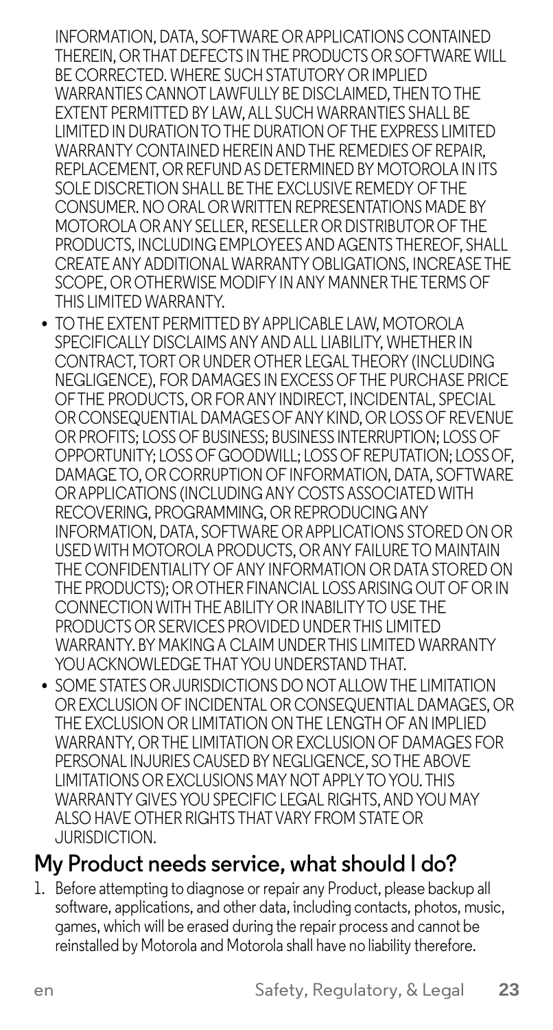INFORMATION, DATA, SOFTWARE OR APPLICATIONS CONTAINED THEREIN, OR THAT DEFECTS IN THE PRODUCTS OR SOFTWARE WILL BE CORRECTED. WHERE SUCH STATUTORY OR IMPLIED WARRANTIES CANNOT LAWFULLY BE DISCLAIMED, THEN TO THE EXTENT PERMITTED BY LAW, ALL SUCH WARRANTIES SHALL BE LIMITED IN DURATION TO THE DURATION OF THE EXPRESS LIMITED WARRANTY CONTAINED HEREIN AND THE REMEDIES OF REPAIR, REPLACEMENT, OR REFUND AS DETERMINED BY MOTOROLA IN ITS SOLE DISCRETION SHALL BE THE EXCLUSIVE REMEDY OF THE CONSUMER. NO ORAL OR WRITTEN REPRESENTATIONS MADE BY MOTOROLA OR ANY SELLER, RESELLER OR DISTRIBUTOR OF THE PRODUCTS, INCLUDING EMPLOYEES AND AGENTS THEREOF, SHALL CREATE ANY ADDITIONAL WARRANTY OBLIGATIONS, INCREASE THE SCOPE, OR OTHERWISE MODIFY IN ANY MANNER THE TERMS OF THIS LIMITED WARRANTY.

- TO THE EXTENT PERMITTED BY APPLICABLE LAW, MOTOROLA SPECIFICALLY DISCLAIMS ANY AND ALL LIABILITY, WHETHER IN CONTRACT, TORT OR UNDER OTHER LEGAL THEORY (INCLUDING NEGLIGENCE), FOR DAMAGES IN EXCESS OF THE PURCHASE PRICE OF THE PRODUCTS, OR FOR ANY INDIRECT, INCIDENTAL, SPECIAL OR CONSEQUENTIAL DAMAGES OF ANY KIND, OR LOSS OF REVENUE OR PROFITS; LOSS OF BUSINESS; BUSINESS INTERRUPTION; LOSS OF OPPORTUNITY; LOSS OF GOODWILL; LOSS OF REPUTATION; LOSS OF, DAMAGE TO, OR CORRUPTION OF INFORMATION, DATA, SOFTWARE OR APPLICATIONS (INCLUDING ANY COSTS ASSOCIATED WITH RECOVERING, PROGRAMMING, OR REPRODUCING ANY INFORMATION, DATA, SOFTWARE OR APPLICATIONS STORED ON OR USED WITH MOTOROLA PRODUCTS, OR ANY FAILURE TO MAINTAIN THE CONFIDENTIALITY OF ANY INFORMATION OR DATA STORED ON THE PRODUCTS); OR OTHER FINANCIAL LOSS ARISING OUT OF OR IN CONNECTION WITH THE ABILITY OR INABILITY TO USE THE PRODUCTS OR SERVICES PROVIDED UNDER THIS LIMITED WARRANTY. BY MAKING A CLAIM UNDER THIS LIMITED WARRANTY YOU ACKNOWLEDGE THAT YOU UNDERSTAND THAT.
- SOME STATES OR JURISDICTIONS DO NOT ALLOW THE LIMITATION OR EXCLUSION OF INCIDENTAL OR CONSEQUENTIAL DAMAGES, OR THE EXCLUSION OR LIMITATION ON THE LENGTH OF AN IMPLIED WARRANTY, OR THE LIMITATION OR EXCLUSION OF DAMAGES FOR PERSONAL INJURIES CAUSED BY NEGLIGENCE, SO THE ABOVE LIMITATIONS OR EXCLUSIONS MAY NOT APPLY TO YOU. THIS WARRANTY GIVES YOU SPECIFIC LEGAL RIGHTS, AND YOU MAY ALSO HAVE OTHER RIGHTS THAT VARY FROM STATE OR JURISDICTION.

## My Product needs service, what should I do?

1. Before attempting to diagnose or repair any Product, please backup all software, applications, and other data, including contacts, photos, music, games, which will be erased during the repair process and cannot be reinstalled by Motorola and Motorola shall have no liability therefore.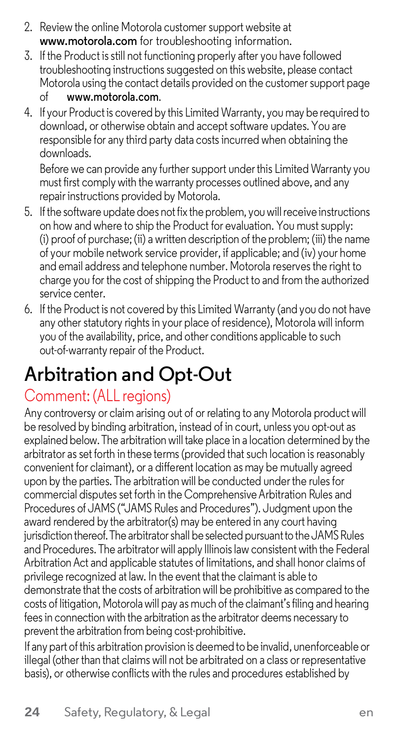2. Review the online Motorola customer support website at **www.motorola.com** for troubleshooting information.
3. If the Product is still not functioning properly after you have followed troubleshooting instructions suggested on this website, please contact Motorola using the contact details provided on the customer support page of **www.motorola.com**.
4. If your Product is covered by this Limited Warranty, you may be required to download, or otherwise obtain and accept software updates. You are responsible for any third party data costs incurred when obtaining the downloads.

   Before we can provide any further support under this Limited Warranty you must first comply with the warranty processes outlined above, and any repair instructions provided by Motorola.
5. If the software update does not fix the problem, you will receive instructions on how and where to ship the Product for evaluation. You must supply: (i) proof of purchase; (ii) a written description of the problem; (iii) the name of your mobile network service provider, if applicable; and (iv) your home and email address and telephone number. Motorola reserves the right to charge you for the cost of shipping the Product to and from the authorized service center.
6. If the Product is not covered by this Limited Warranty (and you do not have any other statutory rights in your place of residence), Motorola will inform you of the availability, price, and other conditions applicable to such out-of-warranty repair of the Product.

# Arbitration and Opt-Out

## Comment: (ALL regions)

Any controversy or claim arising out of or relating to any Motorola product will be resolved by binding arbitration, instead of in court, unless you opt-out as explained below. The arbitration will take place in a location determined by the arbitrator as set forth in these terms (provided that such location is reasonably convenient for claimant), or a different location as may be mutually agreed upon by the parties. The arbitration will be conducted under the rules for commercial disputes set forth in the Comprehensive Arbitration Rules and Procedures of JAMS ("JAMS Rules and Procedures"). Judgment upon the award rendered by the arbitrator(s) may be entered in any court having jurisdiction thereof. The arbitrator shall be selected pursuant to the JAMS Rules and Procedures. The arbitrator will apply Illinois law consistent with the Federal Arbitration Act and applicable statutes of limitations, and shall honor claims of privilege recognized at law. In the event that the claimant is able to demonstrate that the costs of arbitration will be prohibitive as compared to the costs of litigation, Motorola will pay as much of the claimant's filing and hearing fees in connection with the arbitration as the arbitrator deems necessary to prevent the arbitration from being cost-prohibitive.

If any part of this arbitration provision is deemed to be invalid, unenforceable or illegal (other than that claims will not be arbitrated on a class or representative basis), or otherwise conflicts with the rules and procedures established by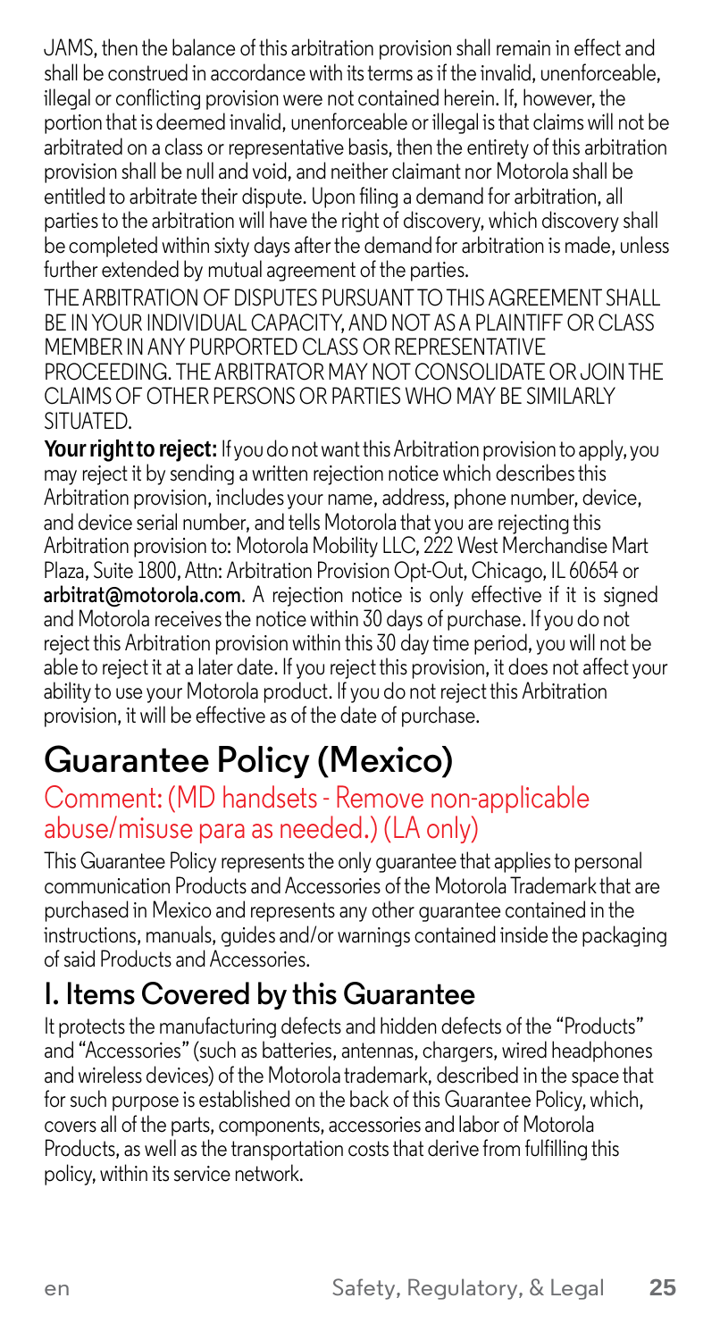JAMS, then the balance of this arbitration provision shall remain in effect and shall be construed in accordance with its terms as if the invalid, unenforceable, illegal or conflicting provision were not contained herein. If, however, the portion that is deemed invalid, unenforceable or illegal is that claims will not be arbitrated on a class or representative basis, then the entirety of this arbitration provision shall be null and void, and neither claimant nor Motorola shall be entitled to arbitrate their dispute. Upon filing a demand for arbitration, all parties to the arbitration will have the right of discovery, which discovery shall be completed within sixty days after the demand for arbitration is made, unless further extended by mutual agreement of the parties.

THE ARBITRATION OF DISPUTES PURSUANT TO THIS AGREEMENT SHALL BE IN YOUR INDIVIDUAL CAPACITY, AND NOT AS A PLAINTIFF OR CLASS MEMBER IN ANY PURPORTED CLASS OR REPRESENTATIVE PROCEEDING. THE ARBITRATOR MAY NOT CONSOLIDATE OR JOIN THE CLAIMS OF OTHER PERSONS OR PARTIES WHO MAY BE SIMILARLY SITUATED.

**Your right to reject:** If you do not want this Arbitration provision to apply, you may reject it by sending a written rejection notice which describes this Arbitration provision, includes your name, address, phone number, device, and device serial number, and tells Motorola that you are rejecting this Arbitration provision to: Motorola Mobility LLC, 222 West Merchandise Mart Plaza, Suite 1800, Attn: Arbitration Provision Opt-Out, Chicago, IL 60654 or **arbitrat@motorola.com**. A rejection notice is only effective if it is signed and Motorola receives the notice within 30 days of purchase. If you do not reject this Arbitration provision within this 30 day time period, you will not be able to reject it at a later date. If you reject this provision, it does not affect your ability to use your Motorola product. If you do not reject this Arbitration provision, it will be effective as of the date of purchase.

# Guarantee Policy (Mexico)

Comment: (MD handsets - Remove non-applicable abuse/misuse para as needed.) (LA only)

This Guarantee Policy represents the only guarantee that applies to personal communication Products and Accessories of the Motorola Trademark that are purchased in Mexico and represents any other guarantee contained in the instructions, manuals, guides and/or warnings contained inside the packaging of said Products and Accessories.

## I. Items Covered by this Guarantee

It protects the manufacturing defects and hidden defects of the "Products" and "Accessories" (such as batteries, antennas, chargers, wired headphones and wireless devices) of the Motorola trademark, described in the space that for such purpose is established on the back of this Guarantee Policy, which, covers all of the parts, components, accessories and labor of Motorola Products, as well as the transportation costs that derive from fulfilling this policy, within its service network.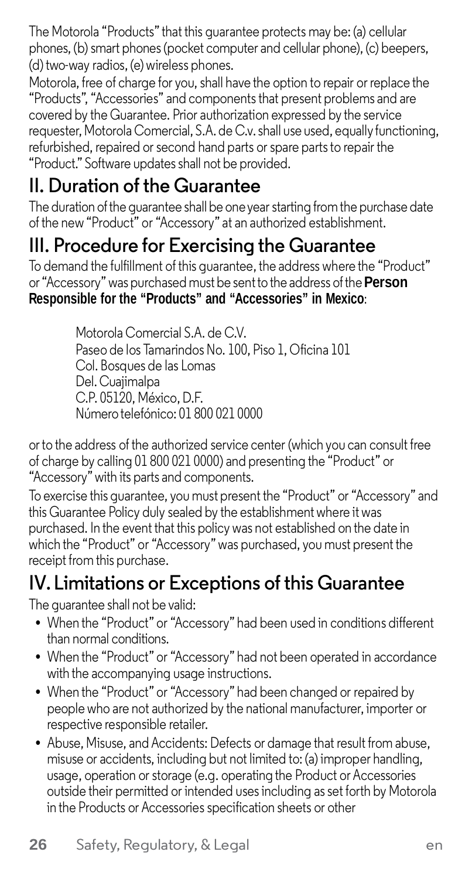The Motorola "Products" that this guarantee protects may be: (a) cellular phones, (b) smart phones (pocket computer and cellular phone), (c) beepers, (d) two-way radios, (e) wireless phones.

Motorola, free of charge for you, shall have the option to repair or replace the "Products", "Accessories" and components that present problems and are covered by the Guarantee. Prior authorization expressed by the service requester, Motorola Comercial, S.A. de C.v. shall use used, equally functioning, refurbished, repaired or second hand parts or spare parts to repair the "Product." Software updates shall not be provided.

## II. Duration of the Guarantee

The duration of the guarantee shall be one year starting from the purchase date of the new "Product" or "Accessory" at an authorized establishment.

## III. Procedure for Exercising the Guarantee

To demand the fulfillment of this guarantee, the address where the "Product" or "Accessory" was purchased must be sent to the address of the **Person Responsible for the "Products" and "Accessories" in Mexico**:

Motorola Comercial S.A. de C.V.
Paseo de los Tamarindos No. 100, Piso 1, Oficina 101
Col. Bosques de las Lomas
Del. Cuajimalpa
C.P. 05120, México, D.F.
Número telefónico: 01 800 021 0000

or to the address of the authorized service center (which you can consult free of charge by calling 01 800 021 0000) and presenting the "Product" or "Accessory" with its parts and components.

To exercise this guarantee, you must present the "Product" or "Accessory" and this Guarantee Policy duly sealed by the establishment where it was purchased. In the event that this policy was not established on the date in which the "Product" or "Accessory" was purchased, you must present the receipt from this purchase.

## IV. Limitations or Exceptions of this Guarantee

The guarantee shall not be valid:

- When the "Product" or "Accessory" had been used in conditions different than normal conditions.
- When the "Product" or "Accessory" had not been operated in accordance with the accompanying usage instructions.
- When the "Product" or "Accessory" had been changed or repaired by people who are not authorized by the national manufacturer, importer or respective responsible retailer.
- Abuse, Misuse, and Accidents: Defects or damage that result from abuse, misuse or accidents, including but not limited to: (a) improper handling, usage, operation or storage (e.g. operating the Product or Accessories outside their permitted or intended uses including as set forth by Motorola in the Products or Accessories specification sheets or other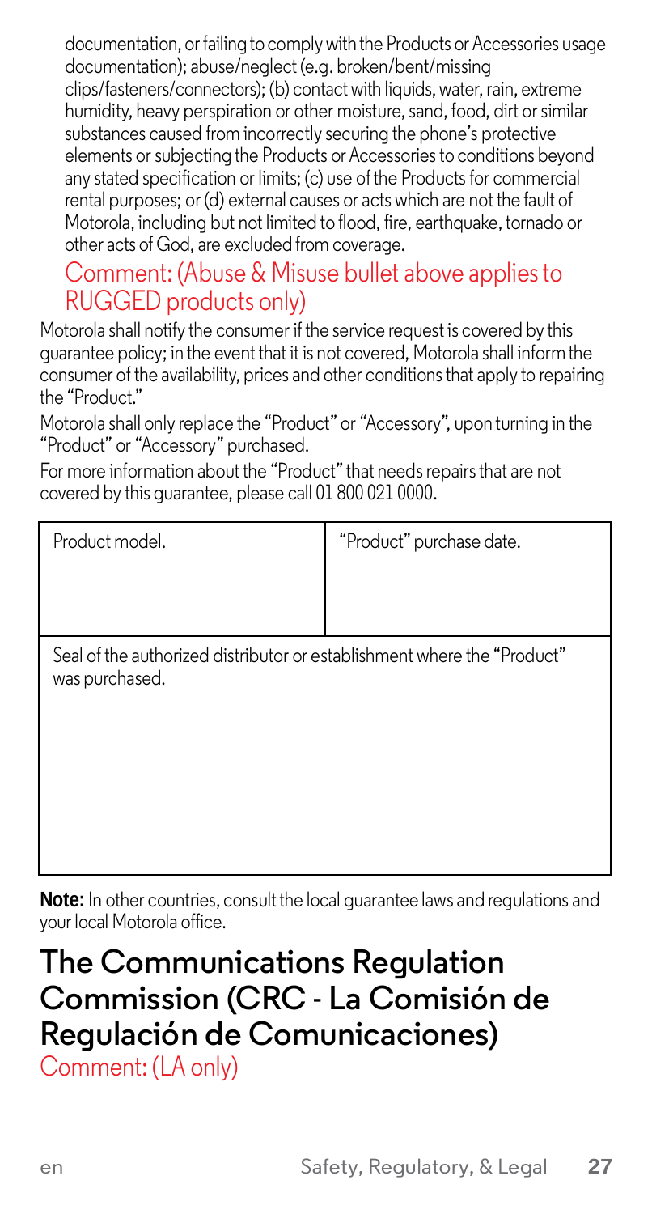documentation, or failing to comply with the Products or Accessories usage documentation); abuse/neglect (e.g. broken/bent/missing clips/fasteners/connectors); (b) contact with liquids, water, rain, extreme humidity, heavy perspiration or other moisture, sand, food, dirt or similar substances caused from incorrectly securing the phone's protective elements or subjecting the Products or Accessories to conditions beyond any stated specification or limits; (c) use of the Products for commercial rental purposes; or (d) external causes or acts which are not the fault of Motorola, including but not limited to flood, fire, earthquake, tornado or other acts of God, are excluded from coverage.

Comment: (Abuse & Misuse bullet above applies to RUGGED products only)

Motorola shall notify the consumer if the service request is covered by this guarantee policy; in the event that it is not covered, Motorola shall inform the consumer of the availability, prices and other conditions that apply to repairing the "Product."

Motorola shall only replace the "Product" or "Accessory", upon turning in the "Product" or "Accessory" purchased.

For more information about the "Product" that needs repairs that are not covered by this guarantee, please call 01 800 021 0000.

| Product model. | "Product" purchase date. |
|---|---|
| Seal of the authorized distributor or establishment where the "Product" was purchased. | |

**Note:** In other countries, consult the local guarantee laws and regulations and your local Motorola office.

## The Communications Regulation Commission (CRC - La Comisión de Regulación de Comunicaciones)

Comment: (LA only)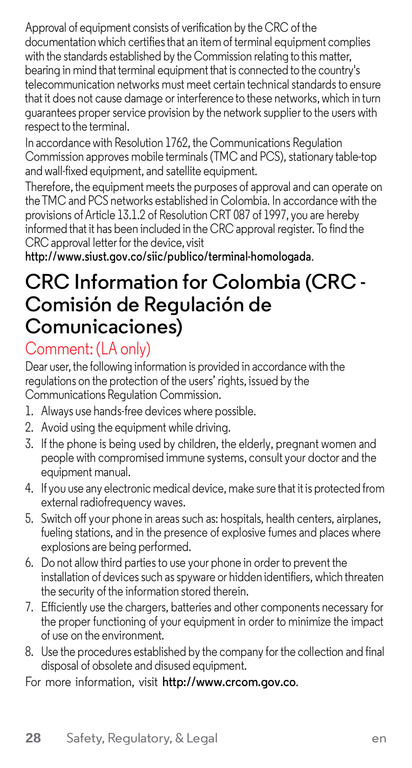Approval of equipment consists of verification by the CRC of the documentation which certifies that an item of terminal equipment complies with the standards established by the Commission relating to this matter, bearing in mind that terminal equipment that is connected to the country's telecommunication networks must meet certain technical standards to ensure that it does not cause damage or interference to these networks, which in turn guarantees proper service provision by the network supplier to the users with respect to the terminal.

In accordance with Resolution 1762, the Communications Regulation Commission approves mobile terminals (TMC and PCS), stationary table-top and wall-fixed equipment, and satellite equipment.

Therefore, the equipment meets the purposes of approval and can operate on the TMC and PCS networks established in Colombia. In accordance with the provisions of Article 13.1.2 of Resolution CRT 087 of 1997, you are hereby informed that it has been included in the CRC approval register. To find the CRC approval letter for the device, visit **http://www.siust.gov.co/siic/publico/terminal-homologada**.

## CRC Information for Colombia (CRC - Comisión de Regulación de Comunicaciones)

### Comment: (LA only)

Dear user, the following information is provided in accordance with the regulations on the protection of the users' rights, issued by the Communications Regulation Commission.

1. Always use hands-free devices where possible.
2. Avoid using the equipment while driving.
3. If the phone is being used by children, the elderly, pregnant women and people with compromised immune systems, consult your doctor and the equipment manual.
4. If you use any electronic medical device, make sure that it is protected from external radiofrequency waves.
5. Switch off your phone in areas such as: hospitals, health centers, airplanes, fueling stations, and in the presence of explosive fumes and places where explosions are being performed.
6. Do not allow third parties to use your phone in order to prevent the installation of devices such as spyware or hidden identifiers, which threaten the security of the information stored therein.
7. Efficiently use the chargers, batteries and other components necessary for the proper functioning of your equipment in order to minimize the impact of use on the environment.
8. Use the procedures established by the company for the collection and final disposal of obsolete and disused equipment.

For more information, visit **http://www.crcom.gov.co**.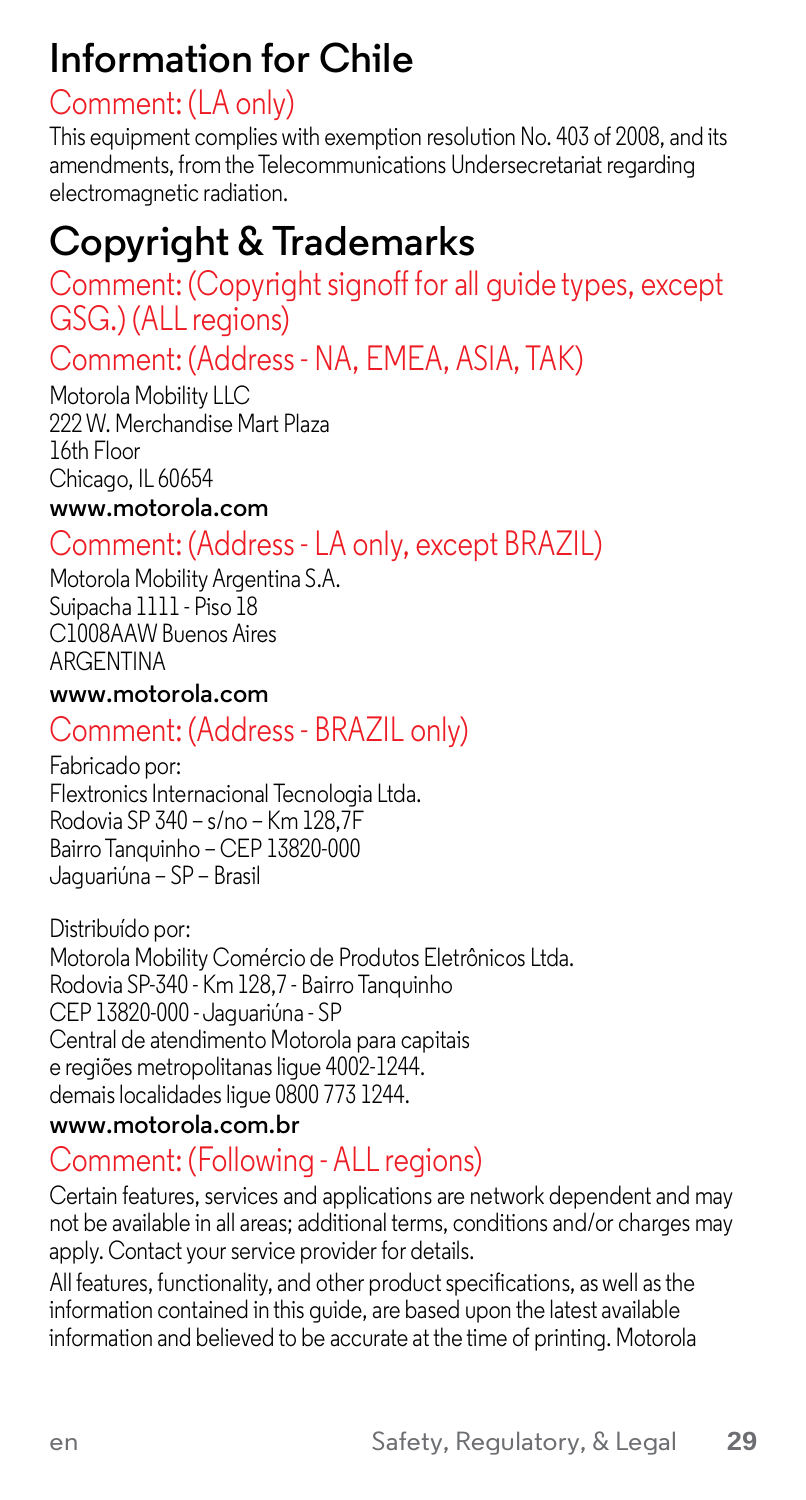# Information for Chile

## Comment: (LA only)

This equipment complies with exemption resolution No. 403 of 2008, and its amendments, from the Telecommunications Undersecretariat regarding electromagnetic radiation.

# Copyright & Trademarks

## Comment: (Copyright signoff for all guide types, except GSG.) (ALL regions)

## Comment: (Address - NA, EMEA, ASIA, TAK)

Motorola Mobility LLC
222 W. Merchandise Mart Plaza
16th Floor
Chicago, IL 60654

**www.motorola.com**

## Comment: (Address - LA only, except BRAZIL)

Motorola Mobility Argentina S.A.
Suipacha 1111 - Piso 18
C1008AAW Buenos Aires
ARGENTINA

**www.motorola.com**

## Comment: (Address - BRAZIL only)

Fabricado por:
Flextronics Internacional Tecnologia Ltda.
Rodovia SP 340 – s/no – Km 128,7F
Bairro Tanquinho – CEP 13820-000
Jaguariúna – SP – Brasil

Distribuído por:
Motorola Mobility Comércio de Produtos Eletrônicos Ltda.
Rodovia SP-340 - Km 128,7 - Bairro Tanquinho
CEP 13820-000 - Jaguariúna - SP
Central de atendimento Motorola para capitais
e regiões metropolitanas ligue 4002-1244.
demais localidades ligue 0800 773 1244.

**www.motorola.com.br**

## Comment: (Following - ALL regions)

Certain features, services and applications are network dependent and may not be available in all areas; additional terms, conditions and/or charges may apply. Contact your service provider for details.

All features, functionality, and other product specifications, as well as the information contained in this guide, are based upon the latest available information and believed to be accurate at the time of printing. Motorola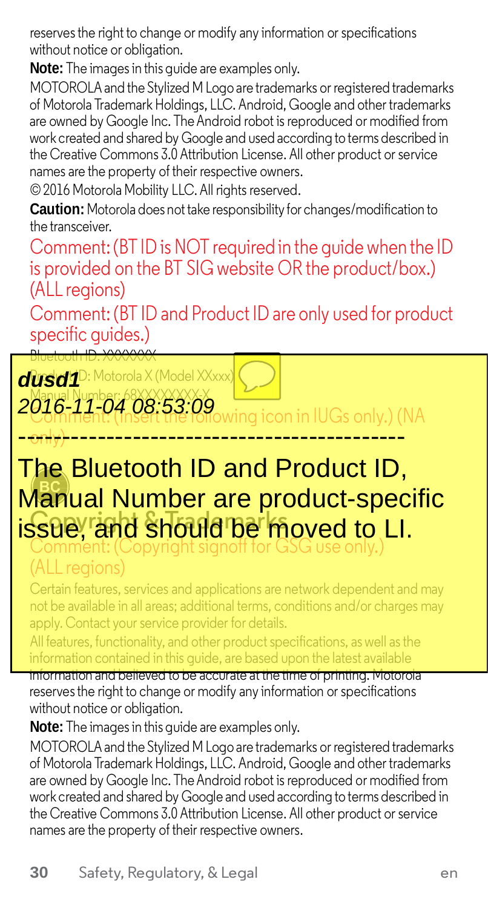reserves the right to change or modify any information or specifications without notice or obligation.

**Note:** The images in this guide are examples only.

MOTOROLA and the Stylized M Logo are trademarks or registered trademarks of Motorola Trademark Holdings, LLC. Android, Google and other trademarks are owned by Google Inc. The Android robot is reproduced or modified from work created and shared by Google and used according to terms described in the Creative Commons 3.0 Attribution License. All other product or service names are the property of their respective owners.

© 2016 Motorola Mobility LLC. All rights reserved.

**Caution:** Motorola does not take responsibility for changes/modification to the transceiver.

Comment: (BT ID is NOT required in the guide when the ID is provided on the BT SIG website OR the product/box.) (ALL regions)

Comment: (BT ID and Product ID are only used for product specific guides.)

Bluetooth ID: XXXXXXX

Product ID: Motorola X (Model XXxxx)

Manual Number: 68XXXXXXXX-X

Comment: (Insert the following icon in IUGs only.) (NA only)

*dusd1*
*2016-11-04 08:53:09*

---

The Bluetooth ID and Product ID, Manual Number are product-specific issue, and should be moved to LI.

## Copyright & Trademarks

Comment: (Copyright signoff for GSG use only.) (ALL regions)

Certain features, services and applications are network dependent and may not be available in all areas; additional terms, conditions and/or charges may apply. Contact your service provider for details.

All features, functionality, and other product specifications, as well as the information contained in this guide, are based upon the latest available information and believed to be accurate at the time of printing. Motorola reserves the right to change or modify any information or specifications without notice or obligation.

**Note:** The images in this guide are examples only.

MOTOROLA and the Stylized M Logo are trademarks or registered trademarks of Motorola Trademark Holdings, LLC. Android, Google and other trademarks are owned by Google Inc. The Android robot is reproduced or modified from work created and shared by Google and used according to terms described in the Creative Commons 3.0 Attribution License. All other product or service names are the property of their respective owners.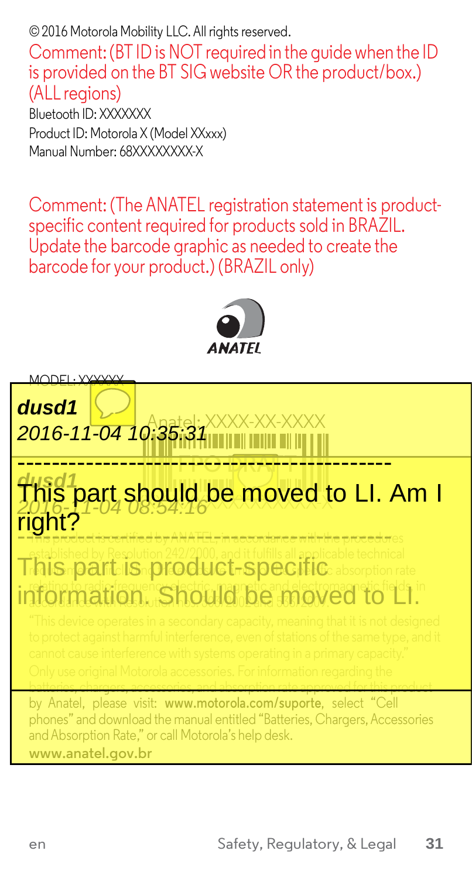© 2016 Motorola Mobility LLC. All rights reserved.

Comment: (BT ID is NOT required in the guide when the ID is provided on the BT SIG website OR the product/box.) (ALL regions)

Bluetooth ID: XXXXXXX

Product ID: Motorola X (Model XXxxx)

Manual Number: 68XXXXXXXX-X

Comment: (The ANATEL registration statement is product-specific content required for products sold in BRAZIL. Update the barcode graphic as needed to create the barcode for your product.) (BRAZIL only)

ANATEL

MODEL: XXXXXX

Anatel: XXXX-XX-XXXX

FPO DRAFT

XXXXXXXXXXX X

dusd1
2016-11-04 10:35:31

This part should be moved to LI. Am I right?

dusd1
2016-11-04 08:54:16

This part is product-specific information. Should be moved to LI.

This product is certified by ANATEL, in accordance with the procedures established by Resolution 242/2000, and it fulfills all applicable technical requirements, including the limits for exposure of the specific absorption rate relating to radio frequency electric, magnetic and electromagnetic fields, in accordance with Resolution nos. 303/2002 and 533/2009.

"This device operates in a secondary capacity, meaning that it is not designed to protect against harmful interference, even of stations of the same type, and it cannot cause interference with systems operating in a primary capacity."

Only use original Motorola accessories. For information regarding the batteries, chargers, accessories, and absorption rate approved for this product by Anatel, please visit: **www.motorola.com/suporte**, select "Cell phones" and download the manual entitled "Batteries, Chargers, Accessories and Absorption Rate," or call Motorola's help desk.

**www.anatel.gov.br**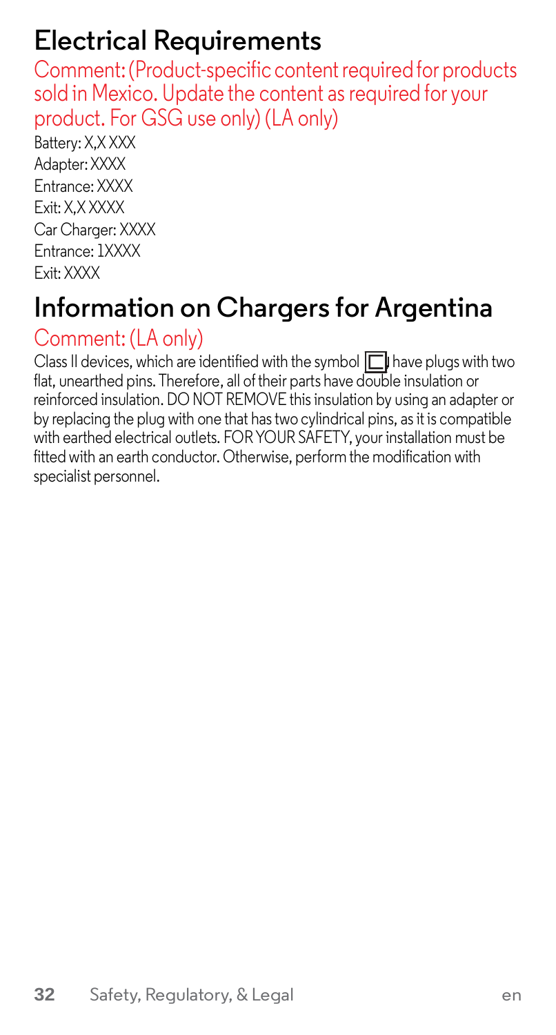## Electrical Requirements

Comment: (Product-specific content required for products sold in Mexico. Update the content as required for your product. For GSG use only) (LA only)

Battery: X,X XXX
Adapter: XXXX
Entrance: XXXX
Exit: X,X XXXX
Car Charger: XXXX
Entrance: 1XXXX
Exit: XXXX

## Information on Chargers for Argentina

Comment: (LA only)

Class II devices, which are identified with the symbol ▣ have plugs with two flat, unearthed pins. Therefore, all of their parts have double insulation or reinforced insulation. DO NOT REMOVE this insulation by using an adapter or by replacing the plug with one that has two cylindrical pins, as it is compatible with earthed electrical outlets. FOR YOUR SAFETY, your installation must be fitted with an earth conductor. Otherwise, perform the modification with specialist personnel.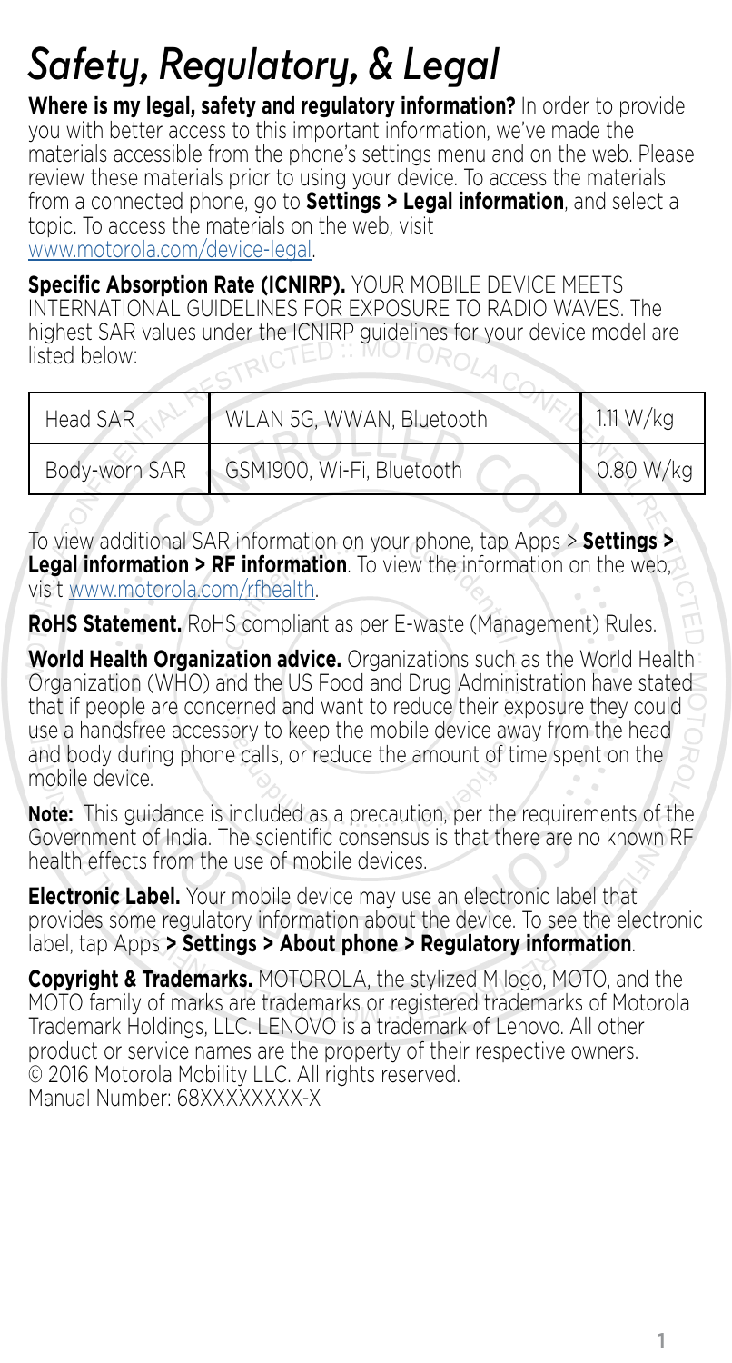# *Safety, Regulatory, & Legal*

**Where is my legal, safety and regulatory information?** In order to provide you with better access to this important information, we've made the materials accessible from the phone's settings menu and on the web. Please review these materials prior to using your device. To access the materials from a connected phone, go to **Settings > Legal information**, and select a topic. To access the materials on the web, visit www.motorola.com/device-legal.

**Specific Absorption Rate (ICNIRP).** YOUR MOBILE DEVICE MEETS INTERNATIONAL GUIDELINES FOR EXPOSURE TO RADIO WAVES. The highest SAR values under the ICNIRP guidelines for your device model are listed below:

| Head SAR | WLAN 5G, WWAN, Bluetooth | 1.11 W/kg |
|---|---|---|
| Body-worn SAR | GSM1900, Wi-Fi, Bluetooth | 0.80 W/kg |

To view additional SAR information on your phone, tap Apps > **Settings > Legal information > RF information**. To view the information on the web, visit www.motorola.com/rfhealth.

**RoHS Statement.** RoHS compliant as per E-waste (Management) Rules.

**World Health Organization advice.** Organizations such as the World Health Organization (WHO) and the US Food and Drug Administration have stated that if people are concerned and want to reduce their exposure they could use a handsfree accessory to keep the mobile device away from the head and body during phone calls, or reduce the amount of time spent on the mobile device.

**Note:** This guidance is included as a precaution, per the requirements of the Government of India. The scientific consensus is that there are no known RF health effects from the use of mobile devices.

**Electronic Label.** Your mobile device may use an electronic label that provides some regulatory information about the device. To see the electronic label, tap Apps **> Settings > About phone > Regulatory information**.

**Copyright & Trademarks.** MOTOROLA, the stylized M logo, MOTO, and the MOTO family of marks are trademarks or registered trademarks of Motorola Trademark Holdings, LLC. LENOVO is a trademark of Lenovo. All other product or service names are the property of their respective owners. © 2016 Motorola Mobility LLC. All rights reserved.
Manual Number: 68XXXXXXXX-X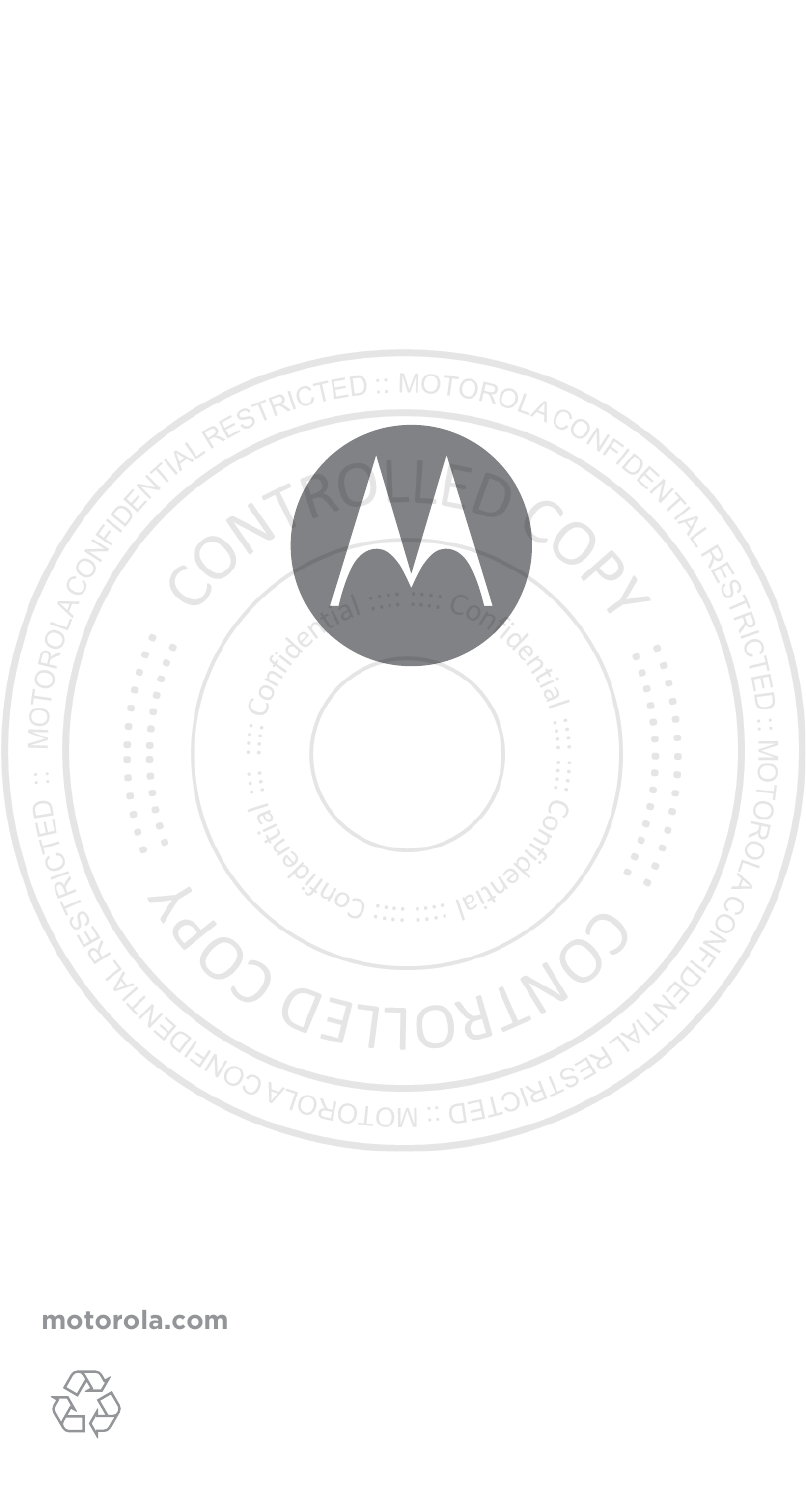motorola.com